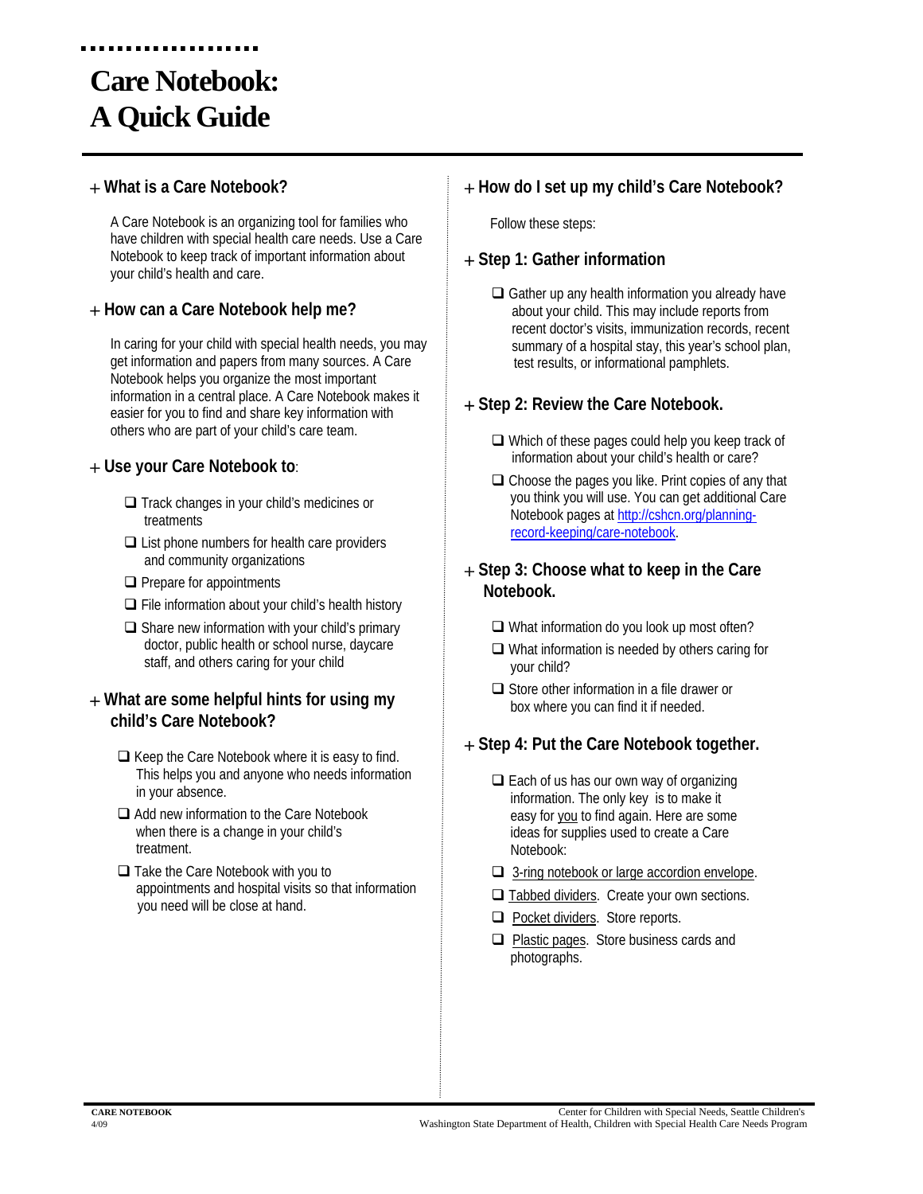# Care Notebook: A Quick Guide

## What is a Care Notebook?

A Care Notebook is an organizing tool for families who have children with special health care needs. Use a Care Notebook to keep track of important information about your child's health and care.

## How can a Care Notebook help me?

In caring for your child with special health needs, you may get information and papers from many sources. A Care Notebook helps you organize the most important information in a central place. A Care Notebook makes it easier for you to find and share key information with others who are part of your child's care team.

## Use your Care Notebook to:

- ❑ Track changes in your child's medicines or treatments
- ❑ List phone numbers for health care providers and community organizations
- ❑ Prepare for appointments
- ❑ File information about your child's health history
- ❑ Share new information with your child's primary doctor, public health or school nurse, daycare staff, and others caring for your child

## What are some helpful hints for using my child's Care Notebook?

- ❑ Keep the Care Notebook where it is easy to find. This helps you and anyone who needs information in your absence.
- ❑ Add new information to the Care Notebook when there is a change in your child's treatment.
- ❑ Take the Care Notebook with you to appointments and hospital visits so that information you need will be close at hand.

## How do I set up my child's Care Notebook?

Follow these steps:

## Step 1: Gather information

- ❑ Gather up any health information you already have about your child. This may include reports from recent doctor's visits, immunization records, recent summary of a hospital stay, this year's school plan, test results, or informational pamphlets.

## Step 2: Review the Care Notebook.

- ❑ Which of these pages could help you keep track of information about your child's health or care?
- ❑ Choose the pages you like. Print copies of any that you think you will use. You can get additional Care Notebook pages at http://cshcn.org/planning-record-keeping/care-notebook.

## Step 3: Choose what to keep in the Care Notebook.

- ❑ What information do you look up most often?
- ❑ What information is needed by others caring for your child?
- ❑ Store other information in a file drawer or box where you can find it if needed.

## Step 4: Put the Care Notebook together.

- ❑ Each of us has our own way of organizing information. The only key is to make it easy for <u>you</u> to find again. Here are some ideas for supplies used to create a Care Notebook:
- ❑ <u>3-ring notebook or large accordion envelope</u>.
- ❑ <u>Tabbed dividers</u>. Create your own sections.
- ❑ <u>Pocket dividers</u>. Store reports.
- ❑ <u>Plastic pages</u>. Store business cards and photographs.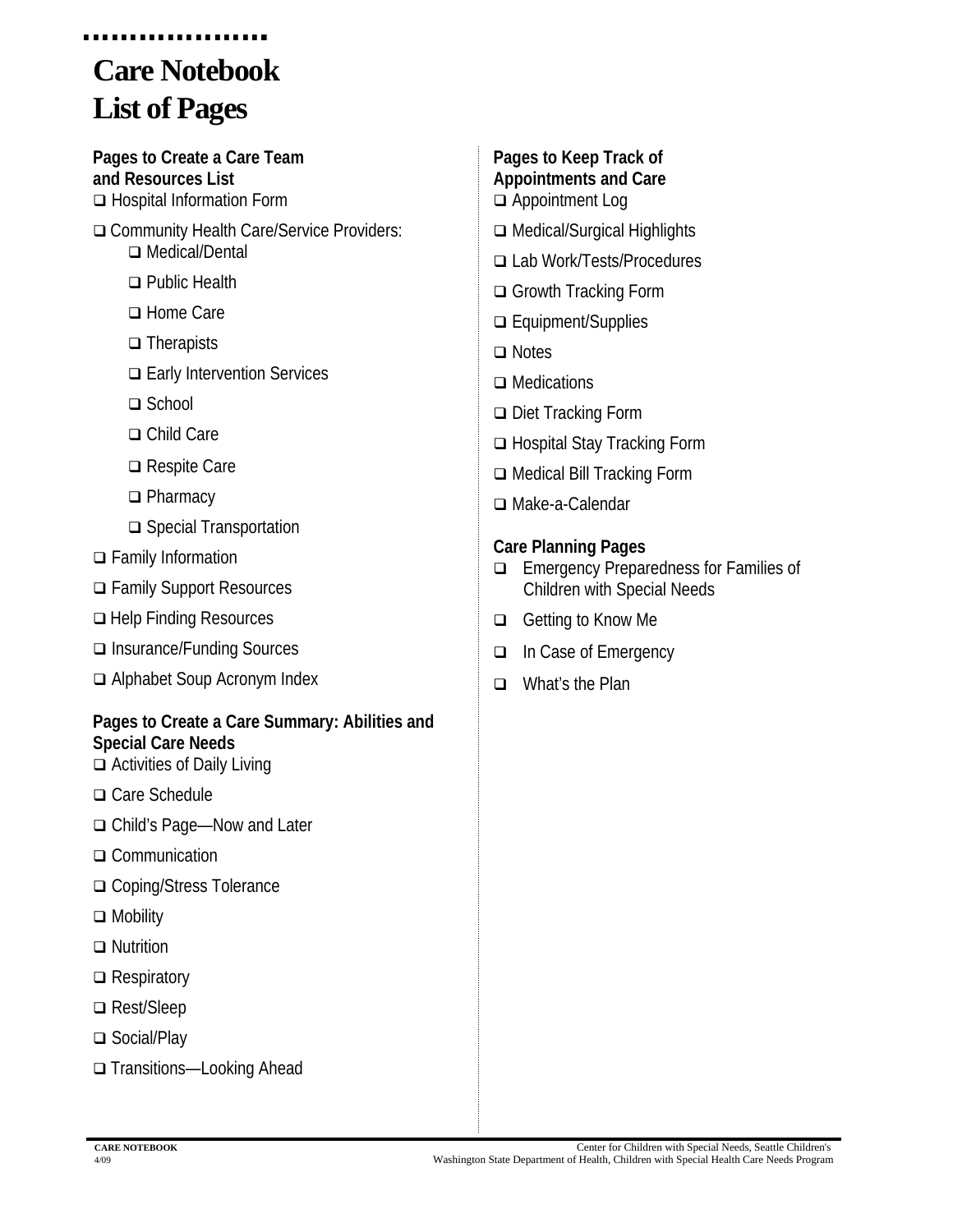# Care Notebook List of Pages

**Pages to Create a Care Team and Resources List**

- ❑ Hospital Information Form
- ❑ Community Health Care/Service Providers:
  - ❑ Medical/Dental
  - ❑ Public Health
  - ❑ Home Care
  - ❑ Therapists
  - ❑ Early Intervention Services
  - ❑ School
  - ❑ Child Care
  - ❑ Respite Care
  - ❑ Pharmacy
  - ❑ Special Transportation
- ❑ Family Information
- ❑ Family Support Resources
- ❑ Help Finding Resources
- ❑ Insurance/Funding Sources
- ❑ Alphabet Soup Acronym Index

**Pages to Create a Care Summary: Abilities and Special Care Needs**

- ❑ Activities of Daily Living
- ❑ Care Schedule
- ❑ Child's Page—Now and Later
- ❑ Communication
- ❑ Coping/Stress Tolerance
- ❑ Mobility
- ❑ Nutrition
- ❑ Respiratory
- ❑ Rest/Sleep
- ❑ Social/Play
- ❑ Transitions—Looking Ahead

**Pages to Keep Track of Appointments and Care**

- ❑ Appointment Log
- ❑ Medical/Surgical Highlights
- ❑ Lab Work/Tests/Procedures
- ❑ Growth Tracking Form
- ❑ Equipment/Supplies
- ❑ Notes
- ❑ Medications
- ❑ Diet Tracking Form
- ❑ Hospital Stay Tracking Form
- ❑ Medical Bill Tracking Form
- ❑ Make-a-Calendar

**Care Planning Pages**

- ❑ Emergency Preparedness for Families of Children with Special Needs
- ❑ Getting to Know Me
- ❑ In Case of Emergency
- ❑ What's the Plan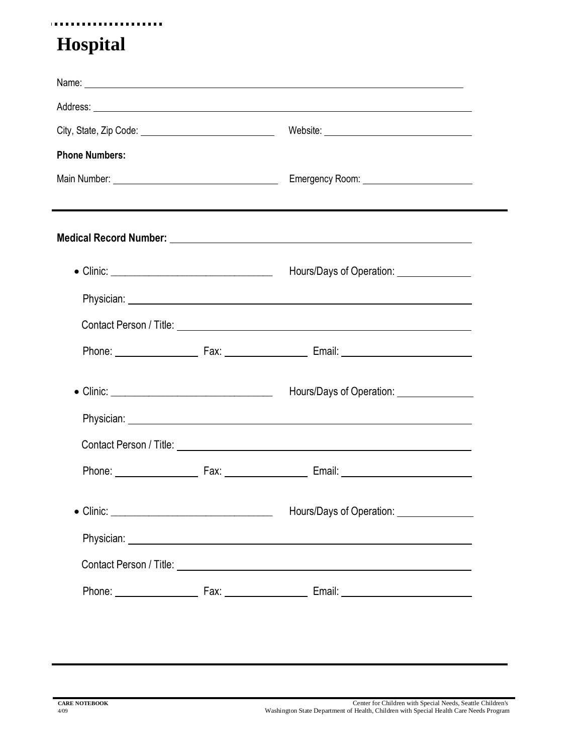# Hospital

Name: ______________________________________________

Address: ______________________________________________

City, State, Zip Code: ______________________ Website: ______________________

**Phone Numbers:**

Main Number: ______________________ Emergency Room: ______________________

---

**Medical Record Number:** ______________________________________________

- Clinic: ______________________ Hours/Days of Operation: ______________

  Physician: ______________________________________________

  Contact Person / Title: ______________________________________________

  Phone: ______________ Fax: ______________ Email: ______________________

- Clinic: ______________________ Hours/Days of Operation: ______________

  Physician: ______________________________________________

  Contact Person / Title: ______________________________________________

  Phone: ______________ Fax: ______________ Email: ______________________

- Clinic: ______________________ Hours/Days of Operation: ______________

  Physician: ______________________________________________

  Contact Person / Title: ______________________________________________

  Phone: ______________ Fax: ______________ Email: ______________________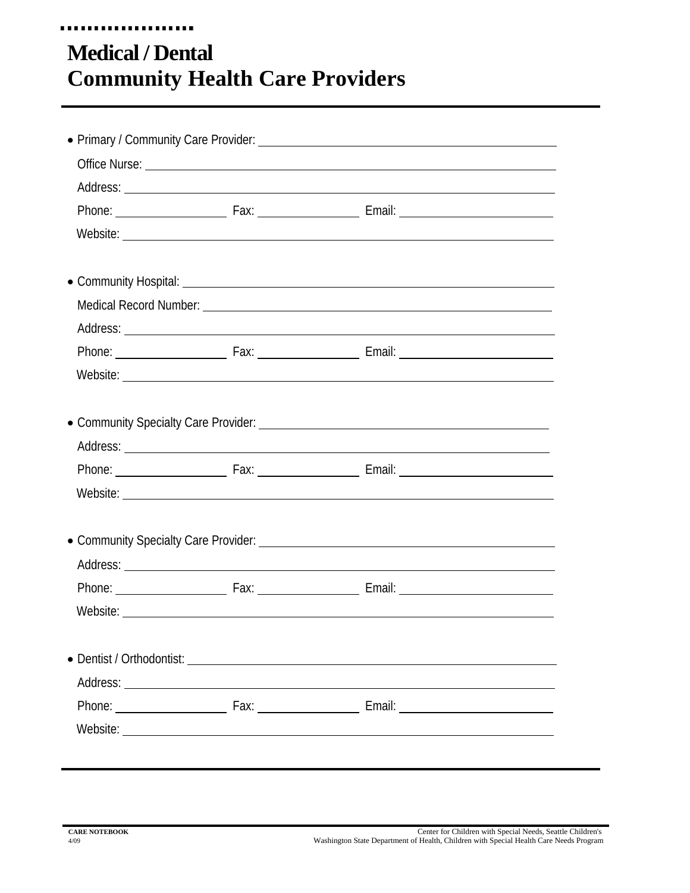# Medical / Dental
# Community Health Care Providers

- Primary / Community Care Provider: ______________________________

  Office Nurse: ______________________________

  Address: ______________________________

  Phone: ____________ Fax: ____________ Email: ____________

  Website: ______________________________

- Community Hospital: ______________________________

  Medical Record Number: ______________________________

  Address: ______________________________

  Phone: ____________ Fax: ____________ Email: ____________

  Website: ______________________________

- Community Specialty Care Provider: ______________________________

  Address: ______________________________

  Phone: ____________ Fax: ____________ Email: ____________

  Website: ______________________________

- Community Specialty Care Provider: ______________________________

  Address: ______________________________

  Phone: ____________ Fax: ____________ Email: ____________

  Website: ______________________________

- Dentist / Orthodontist: ______________________________

  Address: ______________________________

  Phone: ____________ Fax: ____________ Email: ____________

  Website: ______________________________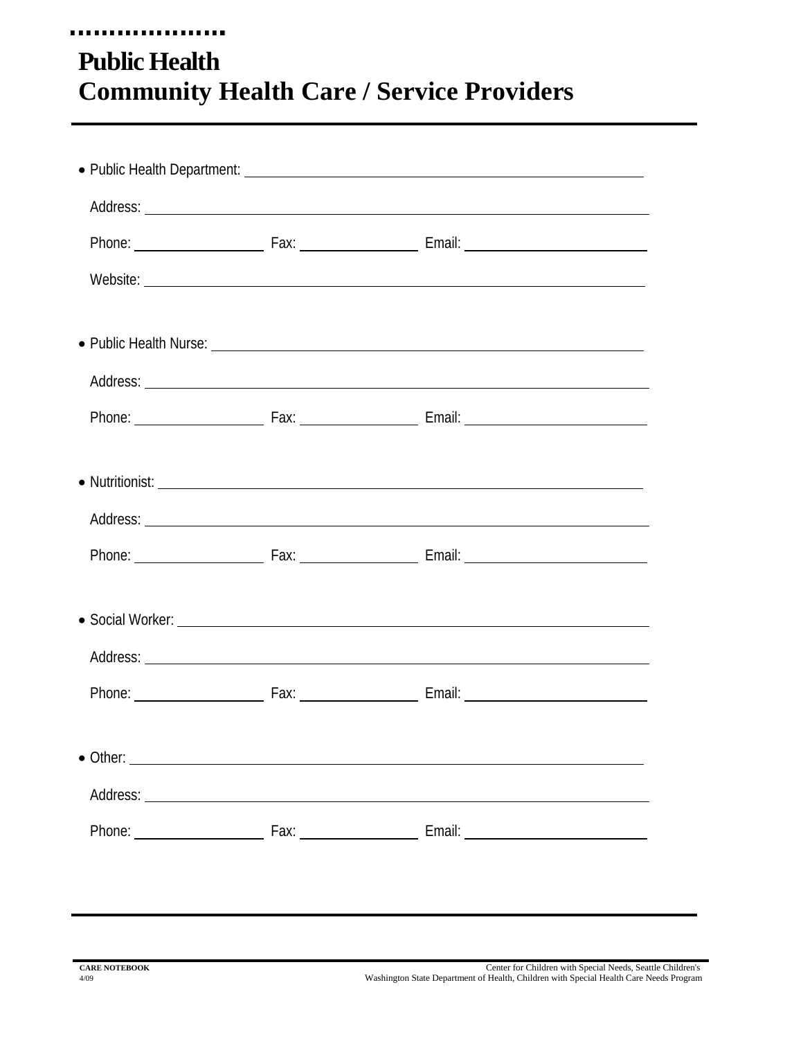# Public Health
# Community Health Care / Service Providers

- Public Health Department: ______________________________

  Address: ______________________________

  Phone: ______________ Fax: ______________ Email: ______________

  Website: ______________________________

- Public Health Nurse: ______________________________

  Address: ______________________________

  Phone: ______________ Fax: ______________ Email: ______________

- Nutritionist: ______________________________

  Address: ______________________________

  Phone: ______________ Fax: ______________ Email: ______________

- Social Worker: ______________________________

  Address: ______________________________

  Phone: ______________ Fax: ______________ Email: ______________

- Other: ______________________________

  Address: ______________________________

  Phone: ______________ Fax: ______________ Email: ______________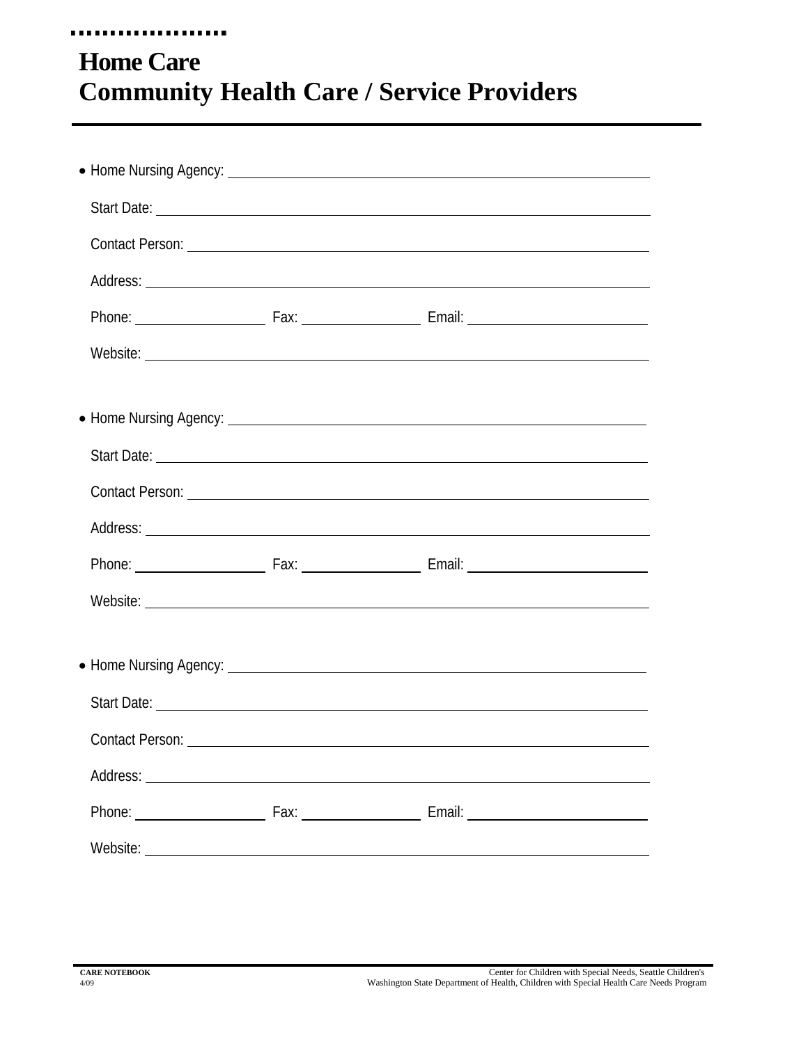# Home Care
# Community Health Care / Service Providers

- Home Nursing Agency: ______________________________

  Start Date: ______________________________

  Contact Person: ______________________________

  Address: ______________________________

  Phone: ______________ Fax: ______________ Email: ______________

  Website: ______________________________

- Home Nursing Agency: ______________________________

  Start Date: ______________________________

  Contact Person: ______________________________

  Address: ______________________________

  Phone: ______________ Fax: ______________ Email: ______________

  Website: ______________________________

- Home Nursing Agency: ______________________________

  Start Date: ______________________________

  Contact Person: ______________________________

  Address: ______________________________

  Phone: ______________ Fax: ______________ Email: ______________

  Website: ______________________________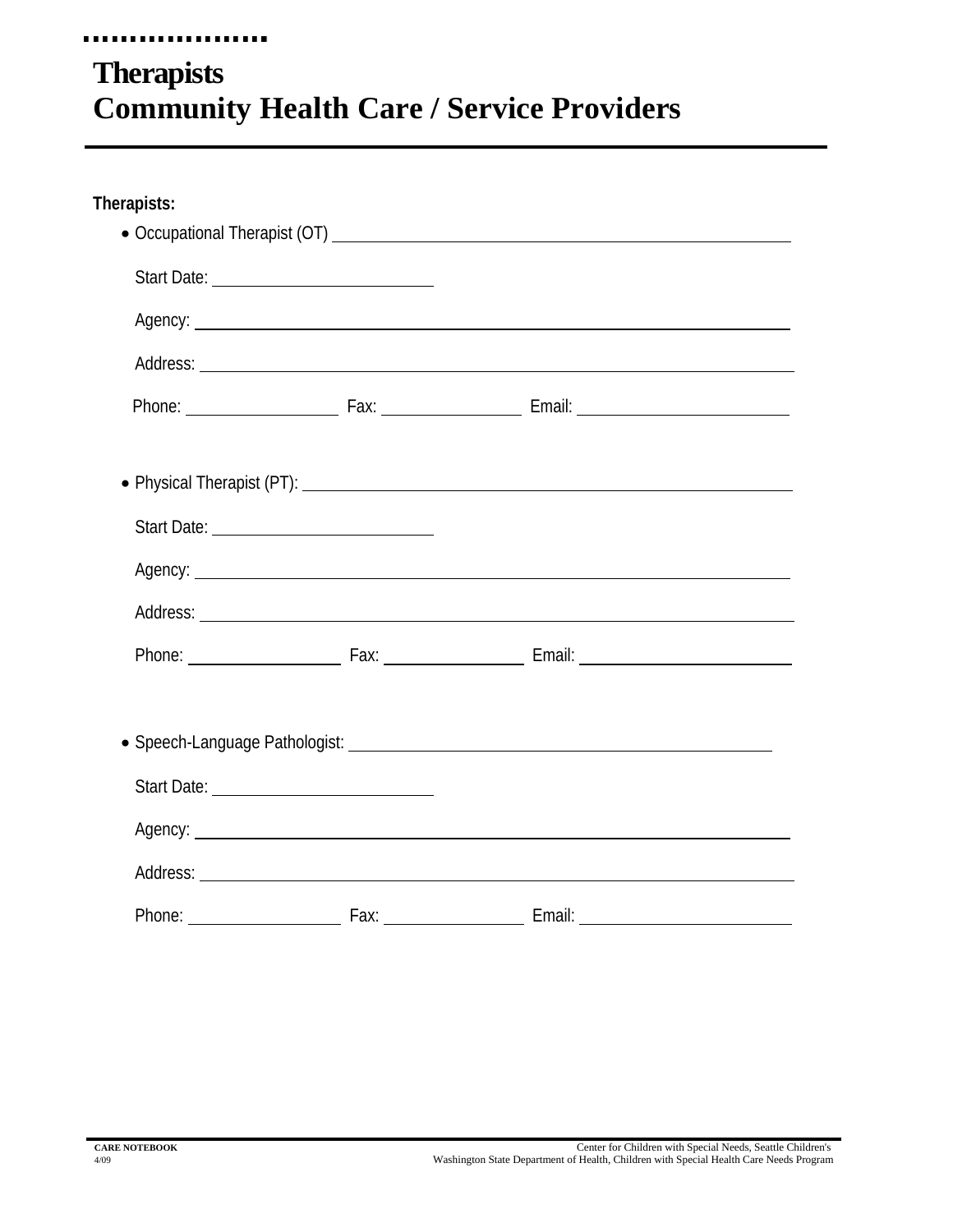# Therapists
# Community Health Care / Service Providers

**Therapists:**

- Occupational Therapist (OT) ____________________

  Start Date: ____________________

  Agency: ____________________

  Address: ____________________

  Phone: ____________ Fax: ____________ Email: ____________

- Physical Therapist (PT): ____________________

  Start Date: ____________________

  Agency: ____________________

  Address: ____________________

  Phone: ____________ Fax: ____________ Email: ____________

- Speech-Language Pathologist: ____________________

  Start Date: ____________________

  Agency: ____________________

  Address: ____________________

  Phone: ____________ Fax: ____________ Email: ____________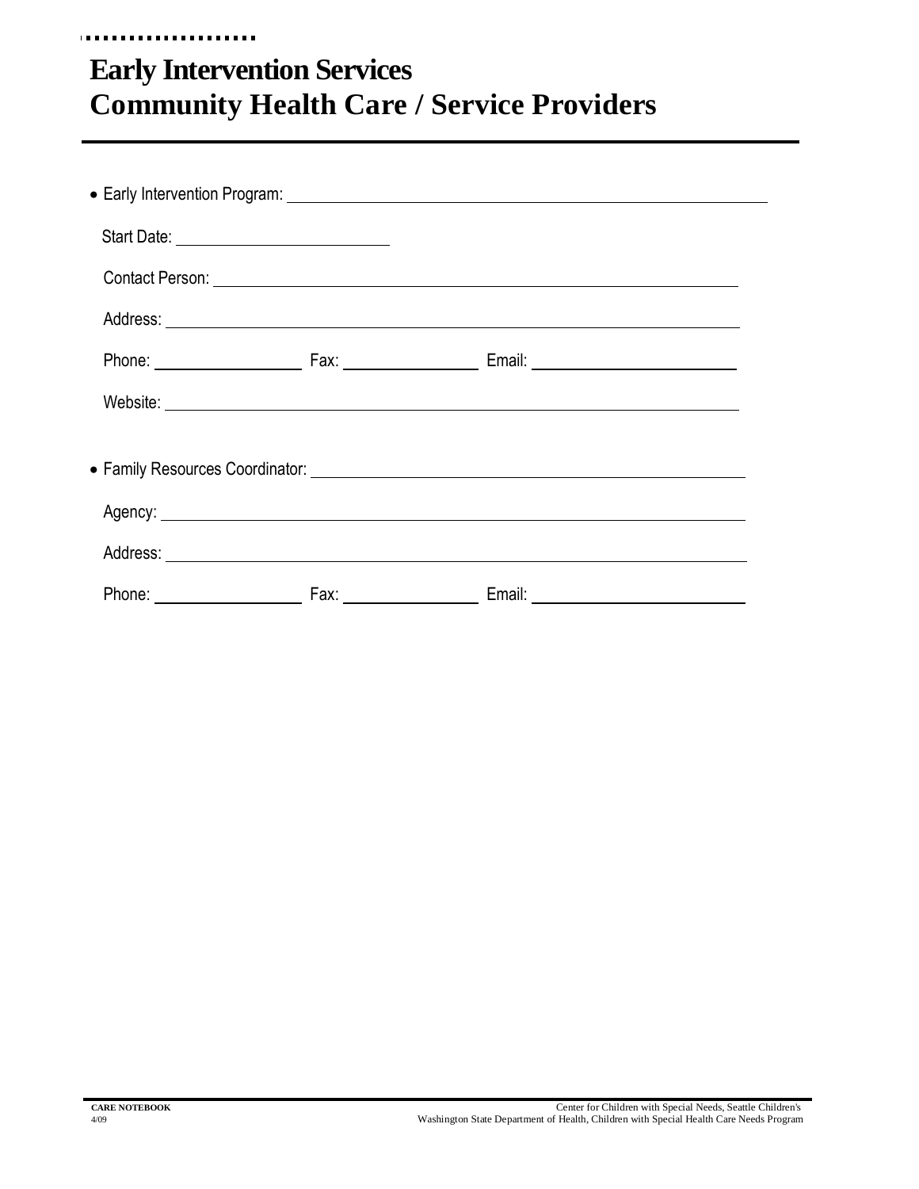# Early Intervention Services
# Community Health Care / Service Providers

- Early Intervention Program: ______________________________________________

  Start Date: ____________________

  Contact Person: ______________________________________________

  Address: ______________________________________________

  Phone: ______________ Fax: ______________ Email: ____________________

  Website: ______________________________________________

- Family Resources Coordinator: ______________________________________________

  Agency: ______________________________________________

  Address: ______________________________________________

  Phone: ______________ Fax: ______________ Email: ____________________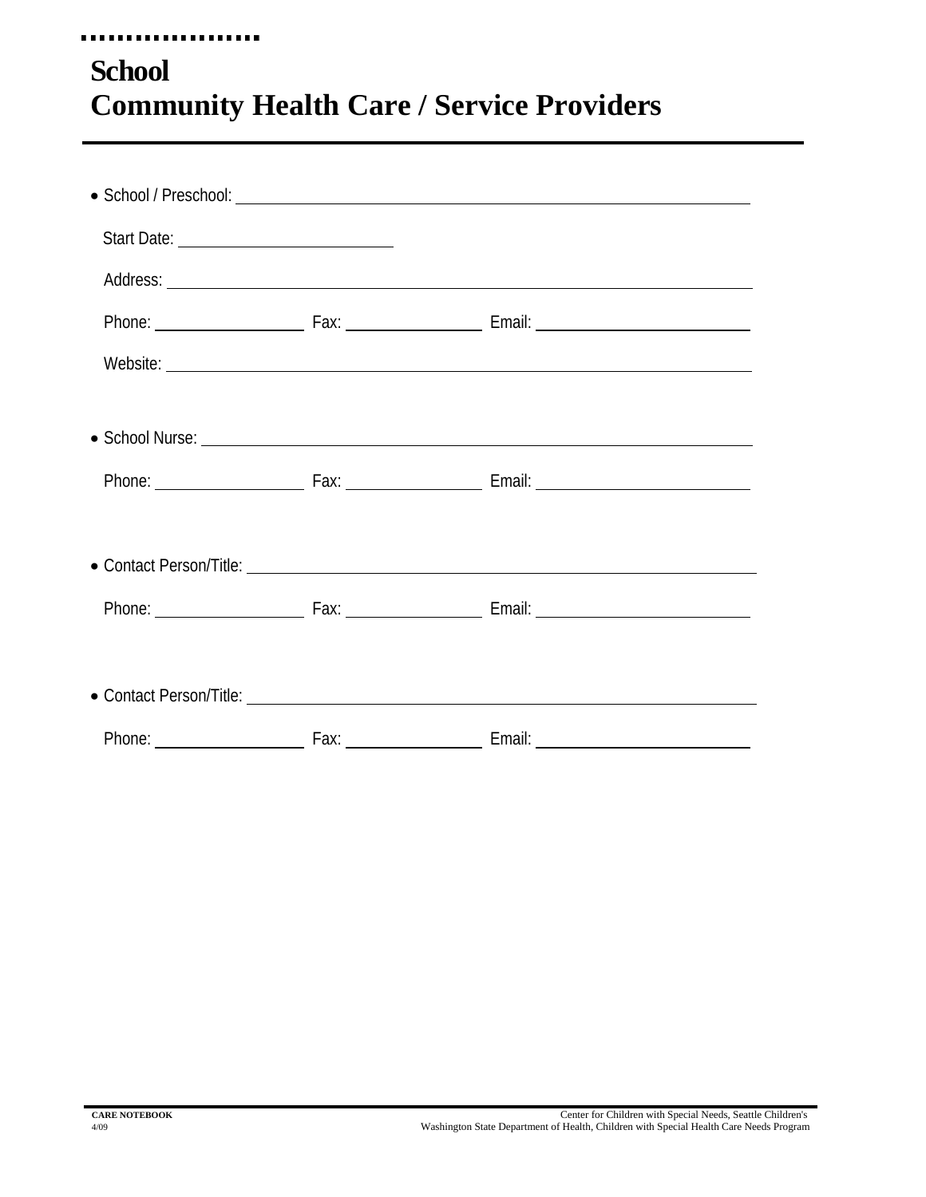# School
# Community Health Care / Service Providers

- School / Preschool: ____________________________________________

  Start Date: ____________________

  Address: ____________________________________________

  Phone: ______________ Fax: ______________ Email: ____________________

  Website: ____________________________________________

- School Nurse: ____________________________________________

  Phone: ______________ Fax: ______________ Email: ____________________

- Contact Person/Title: ____________________________________________

  Phone: ______________ Fax: ______________ Email: ____________________

- Contact Person/Title: ____________________________________________

  Phone: ______________ Fax: ______________ Email: ____________________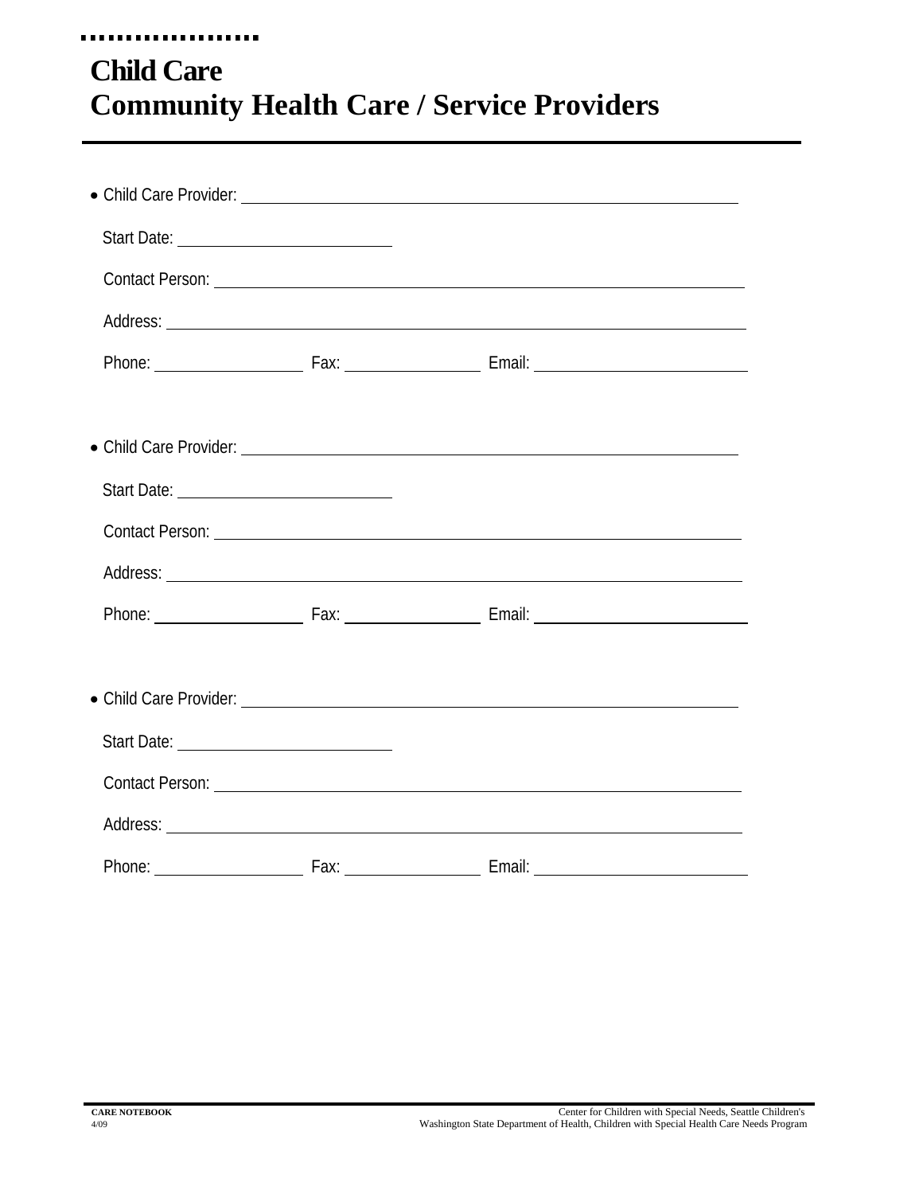# Child Care
# Community Health Care / Service Providers

- Child Care Provider: ____________________________________________

  Start Date: ____________________

  Contact Person: ____________________________________________

  Address: ____________________________________________

  Phone: ______________ Fax: ______________ Email: ____________________

- Child Care Provider: ____________________________________________

  Start Date: ____________________

  Contact Person: ____________________________________________

  Address: ____________________________________________

  Phone: ______________ Fax: ______________ Email: ____________________

- Child Care Provider: ____________________________________________

  Start Date: ____________________

  Contact Person: ____________________________________________

  Address: ____________________________________________

  Phone: ______________ Fax: ______________ Email: ____________________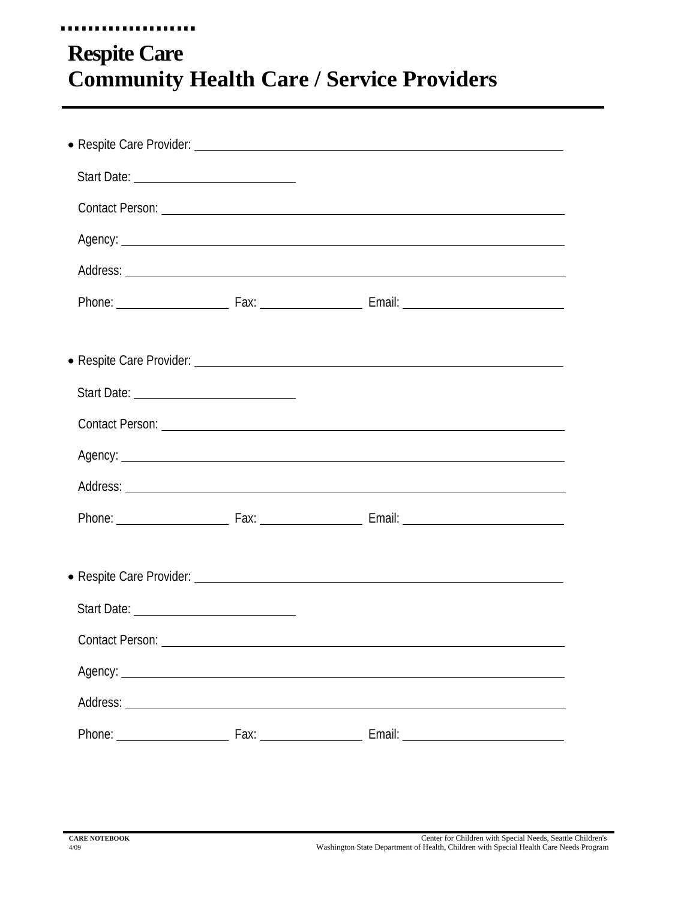# Respite Care
# Community Health Care / Service Providers

- Respite Care Provider: ______________________________________________

  Start Date: ____________________

  Contact Person: ______________________________________________

  Agency: ______________________________________________

  Address: ______________________________________________

  Phone: ______________ Fax: ______________ Email: ____________________

- Respite Care Provider: ______________________________________________

  Start Date: ____________________

  Contact Person: ______________________________________________

  Agency: ______________________________________________

  Address: ______________________________________________

  Phone: ______________ Fax: ______________ Email: ____________________

- Respite Care Provider: ______________________________________________

  Start Date: ____________________

  Contact Person: ______________________________________________

  Agency: ______________________________________________

  Address: ______________________________________________

  Phone: ______________ Fax: ______________ Email: ____________________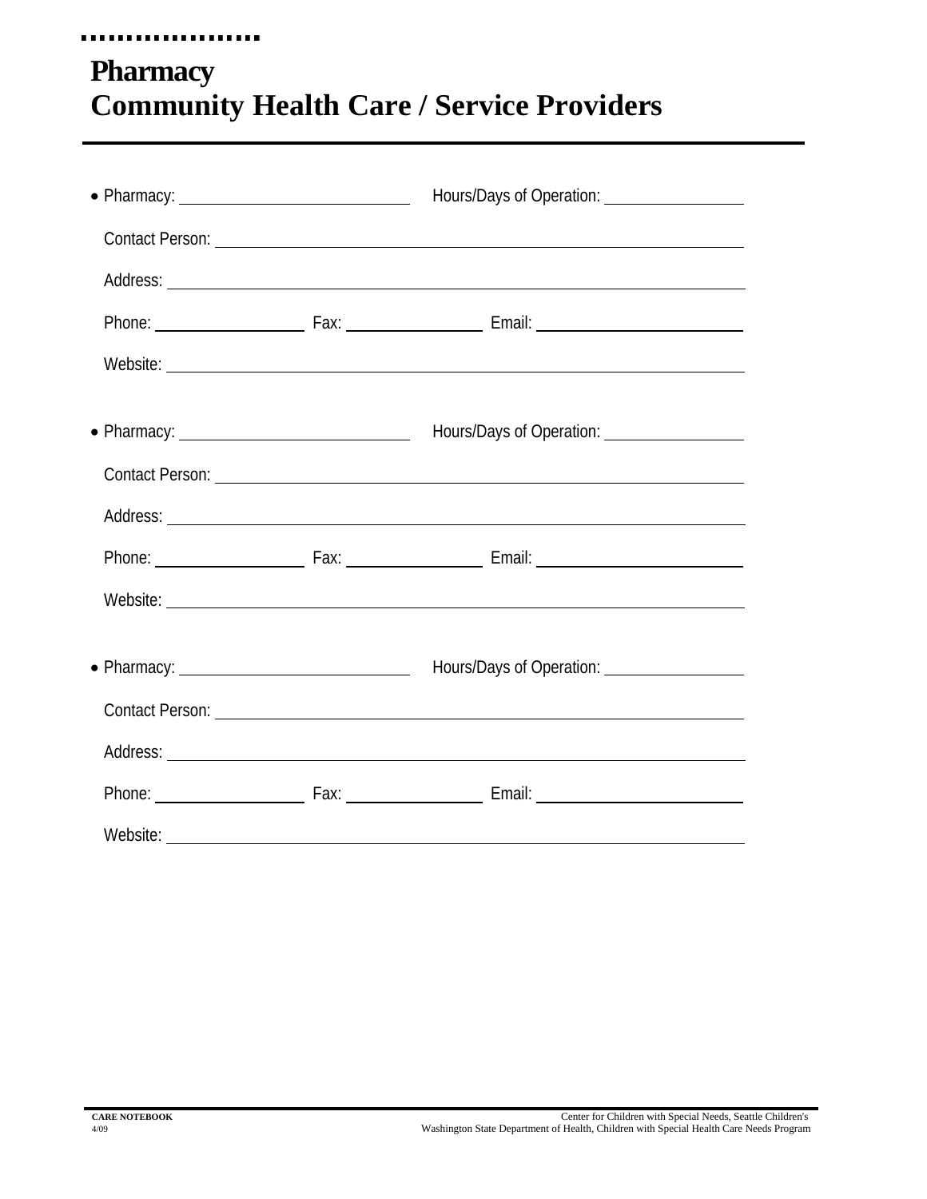# Pharmacy
# Community Health Care / Service Providers

- Pharmacy: ____________________________ Hours/Days of Operation: ________________

  Contact Person: ______________________________________________________________

  Address: ____________________________________________________________________

  Phone: __________________ Fax: ________________ Email: ________________________

  Website: ____________________________________________________________________

- Pharmacy: ____________________________ Hours/Days of Operation: ________________

  Contact Person: ______________________________________________________________

  Address: ____________________________________________________________________

  Phone: __________________ Fax: ________________ Email: ________________________

  Website: ____________________________________________________________________

- Pharmacy: ____________________________ Hours/Days of Operation: ________________

  Contact Person: ______________________________________________________________

  Address: ____________________________________________________________________

  Phone: __________________ Fax: ________________ Email: ________________________

  Website: ____________________________________________________________________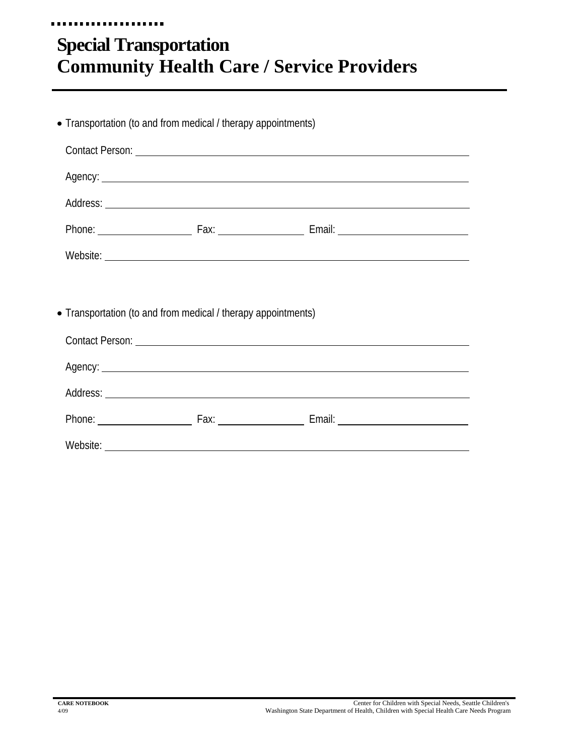# Special Transportation
# Community Health Care / Service Providers

- Transportation (to and from medical / therapy appointments)

  Contact Person: ____________________

  Agency: ____________________

  Address: ____________________

  Phone: __________ Fax: __________ Email: __________

  Website: ____________________

- Transportation (to and from medical / therapy appointments)

  Contact Person: ____________________

  Agency: ____________________

  Address: ____________________

  Phone: __________ Fax: __________ Email: __________

  Website: ____________________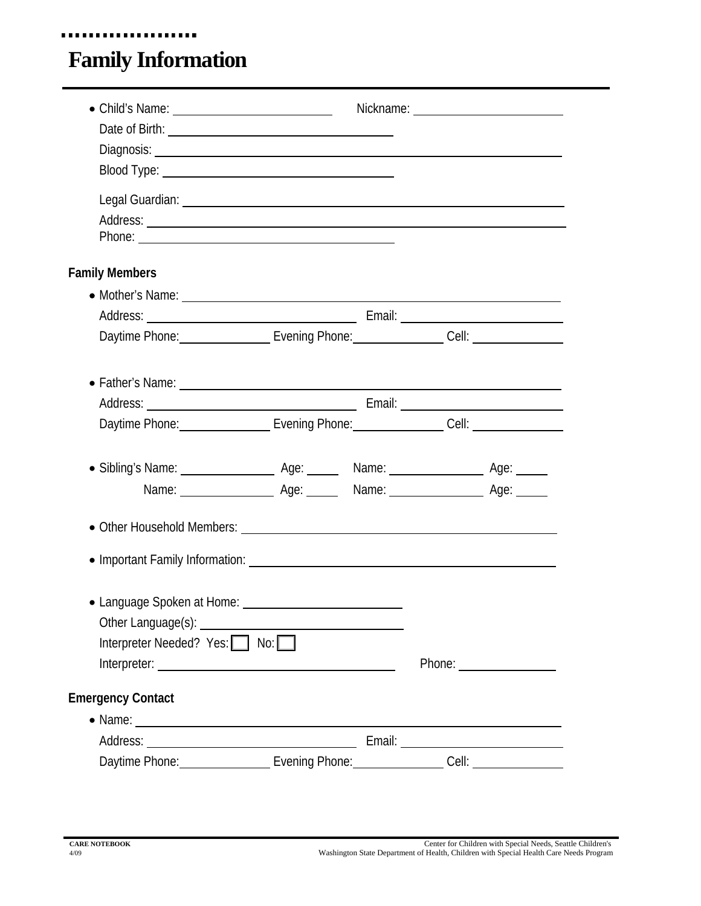# Family Information

- Child's Name: ________________________ Nickname: ________________________

  Date of Birth: ________________________

  Diagnosis: ________________________

  Blood Type: ________________________

  Legal Guardian: ________________________

  Address: ________________________

  Phone: ________________________

## Family Members

- Mother's Name: ________________________

  Address: ________________________ Email: ________________________

  Daytime Phone: ____________ Evening Phone: ____________ Cell: ____________

- Father's Name: ________________________

  Address: ________________________ Email: ________________________

  Daytime Phone: ____________ Evening Phone: ____________ Cell: ____________

- Sibling's Name: ____________ Age: _____ Name: ____________ Age: _____

  Name: ____________ Age: _____ Name: ____________ Age: _____

- Other Household Members: ________________________

- Important Family Information: ________________________

- Language Spoken at Home: ________________________

  Other Language(s): ________________________

  Interpreter Needed? Yes: ☐ No: ☐

  Interpreter: ________________________ Phone: ____________

## Emergency Contact

- Name: ________________________

  Address: ________________________ Email: ________________________

  Daytime Phone: ____________ Evening Phone: ____________ Cell: ____________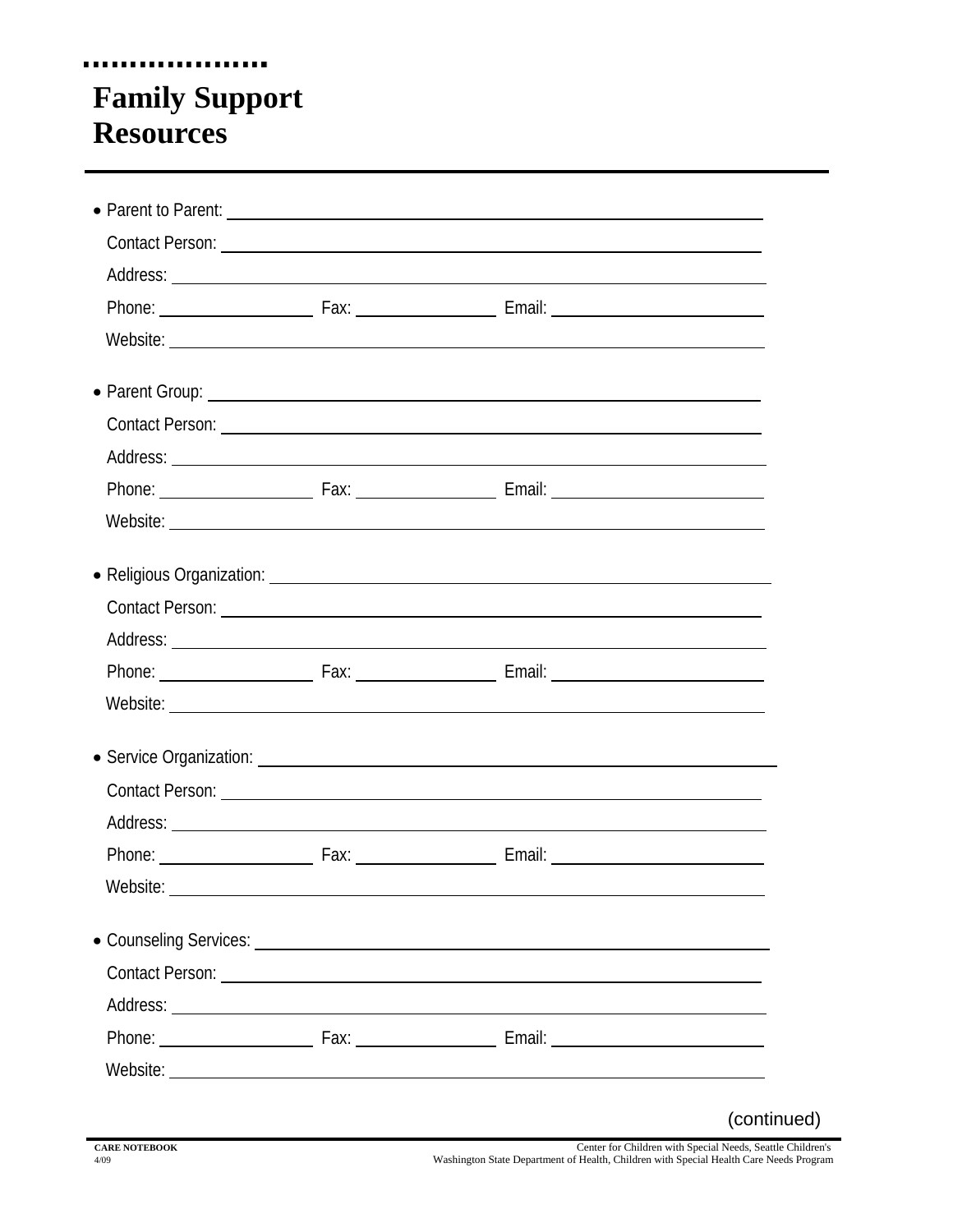# Family Support Resources

- Parent to Parent: \_\_\_\_\_\_\_\_\_\_\_\_\_\_\_\_\_\_\_\_\_\_\_\_\_\_\_\_\_\_\_\_\_\_\_\_\_\_\_\_

  Contact Person: \_\_\_\_\_\_\_\_\_\_\_\_\_\_\_\_\_\_\_\_\_\_\_\_\_\_\_\_\_\_\_\_\_\_\_\_\_\_\_\_

  Address: \_\_\_\_\_\_\_\_\_\_\_\_\_\_\_\_\_\_\_\_\_\_\_\_\_\_\_\_\_\_\_\_\_\_\_\_\_\_\_\_\_\_\_\_

  Phone: \_\_\_\_\_\_\_\_\_\_\_\_ Fax: \_\_\_\_\_\_\_\_\_\_\_\_ Email: \_\_\_\_\_\_\_\_\_\_\_\_\_\_\_\_

  Website: \_\_\_\_\_\_\_\_\_\_\_\_\_\_\_\_\_\_\_\_\_\_\_\_\_\_\_\_\_\_\_\_\_\_\_\_\_\_\_\_\_\_\_\_

- Parent Group: \_\_\_\_\_\_\_\_\_\_\_\_\_\_\_\_\_\_\_\_\_\_\_\_\_\_\_\_\_\_\_\_\_\_\_\_\_\_\_\_

  Contact Person: \_\_\_\_\_\_\_\_\_\_\_\_\_\_\_\_\_\_\_\_\_\_\_\_\_\_\_\_\_\_\_\_\_\_\_\_\_\_\_\_

  Address: \_\_\_\_\_\_\_\_\_\_\_\_\_\_\_\_\_\_\_\_\_\_\_\_\_\_\_\_\_\_\_\_\_\_\_\_\_\_\_\_\_\_\_\_

  Phone: \_\_\_\_\_\_\_\_\_\_\_\_ Fax: \_\_\_\_\_\_\_\_\_\_\_\_ Email: \_\_\_\_\_\_\_\_\_\_\_\_\_\_\_\_

  Website: \_\_\_\_\_\_\_\_\_\_\_\_\_\_\_\_\_\_\_\_\_\_\_\_\_\_\_\_\_\_\_\_\_\_\_\_\_\_\_\_\_\_\_\_

- Religious Organization: \_\_\_\_\_\_\_\_\_\_\_\_\_\_\_\_\_\_\_\_\_\_\_\_\_\_\_\_\_\_\_\_\_\_\_\_\_\_\_\_

  Contact Person: \_\_\_\_\_\_\_\_\_\_\_\_\_\_\_\_\_\_\_\_\_\_\_\_\_\_\_\_\_\_\_\_\_\_\_\_\_\_\_\_

  Address: \_\_\_\_\_\_\_\_\_\_\_\_\_\_\_\_\_\_\_\_\_\_\_\_\_\_\_\_\_\_\_\_\_\_\_\_\_\_\_\_\_\_\_\_

  Phone: \_\_\_\_\_\_\_\_\_\_\_\_ Fax: \_\_\_\_\_\_\_\_\_\_\_\_ Email: \_\_\_\_\_\_\_\_\_\_\_\_\_\_\_\_

  Website: \_\_\_\_\_\_\_\_\_\_\_\_\_\_\_\_\_\_\_\_\_\_\_\_\_\_\_\_\_\_\_\_\_\_\_\_\_\_\_\_\_\_\_\_

- Service Organization: \_\_\_\_\_\_\_\_\_\_\_\_\_\_\_\_\_\_\_\_\_\_\_\_\_\_\_\_\_\_\_\_\_\_\_\_\_\_\_\_

  Contact Person: \_\_\_\_\_\_\_\_\_\_\_\_\_\_\_\_\_\_\_\_\_\_\_\_\_\_\_\_\_\_\_\_\_\_\_\_\_\_\_\_

  Address: \_\_\_\_\_\_\_\_\_\_\_\_\_\_\_\_\_\_\_\_\_\_\_\_\_\_\_\_\_\_\_\_\_\_\_\_\_\_\_\_\_\_\_\_

  Phone: \_\_\_\_\_\_\_\_\_\_\_\_ Fax: \_\_\_\_\_\_\_\_\_\_\_\_ Email: \_\_\_\_\_\_\_\_\_\_\_\_\_\_\_\_

  Website: \_\_\_\_\_\_\_\_\_\_\_\_\_\_\_\_\_\_\_\_\_\_\_\_\_\_\_\_\_\_\_\_\_\_\_\_\_\_\_\_\_\_\_\_

- Counseling Services: \_\_\_\_\_\_\_\_\_\_\_\_\_\_\_\_\_\_\_\_\_\_\_\_\_\_\_\_\_\_\_\_\_\_\_\_\_\_\_\_

  Contact Person: \_\_\_\_\_\_\_\_\_\_\_\_\_\_\_\_\_\_\_\_\_\_\_\_\_\_\_\_\_\_\_\_\_\_\_\_\_\_\_\_

  Address: \_\_\_\_\_\_\_\_\_\_\_\_\_\_\_\_\_\_\_\_\_\_\_\_\_\_\_\_\_\_\_\_\_\_\_\_\_\_\_\_\_\_\_\_

  Phone: \_\_\_\_\_\_\_\_\_\_\_\_ Fax: \_\_\_\_\_\_\_\_\_\_\_\_ Email: \_\_\_\_\_\_\_\_\_\_\_\_\_\_\_\_

  Website: \_\_\_\_\_\_\_\_\_\_\_\_\_\_\_\_\_\_\_\_\_\_\_\_\_\_\_\_\_\_\_\_\_\_\_\_\_\_\_\_\_\_\_\_

(continued)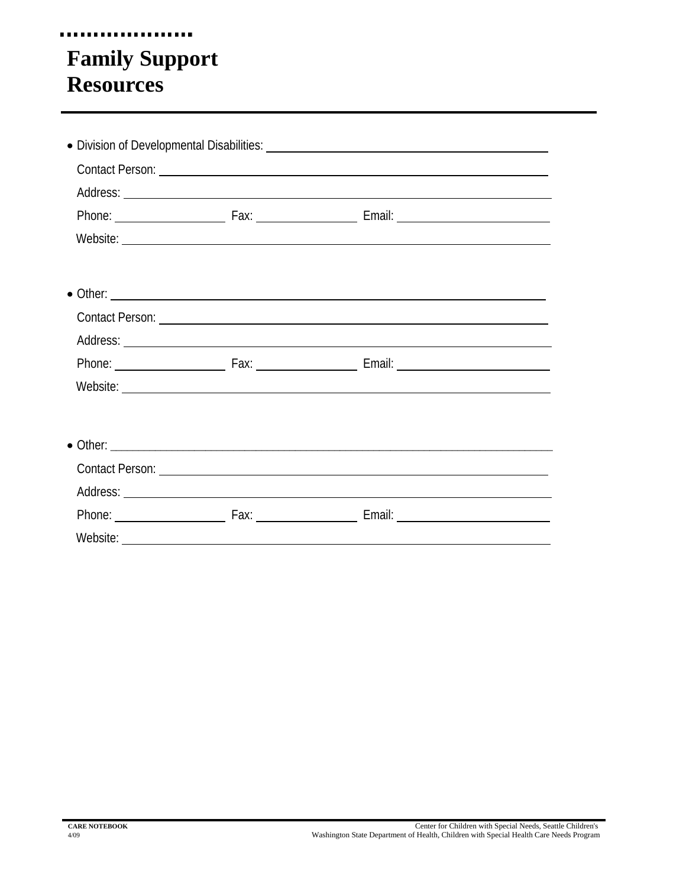# Family Support Resources

- Division of Developmental Disabilities: ______________________________

  Contact Person: ______________________________

  Address: ______________________________

  Phone: ______________ Fax: ______________ Email: ______________

  Website: ______________________________

- Other: ______________________________

  Contact Person: ______________________________

  Address: ______________________________

  Phone: ______________ Fax: ______________ Email: ______________

  Website: ______________________________

- Other: ______________________________

  Contact Person: ______________________________

  Address: ______________________________

  Phone: ______________ Fax: ______________ Email: ______________

  Website: ______________________________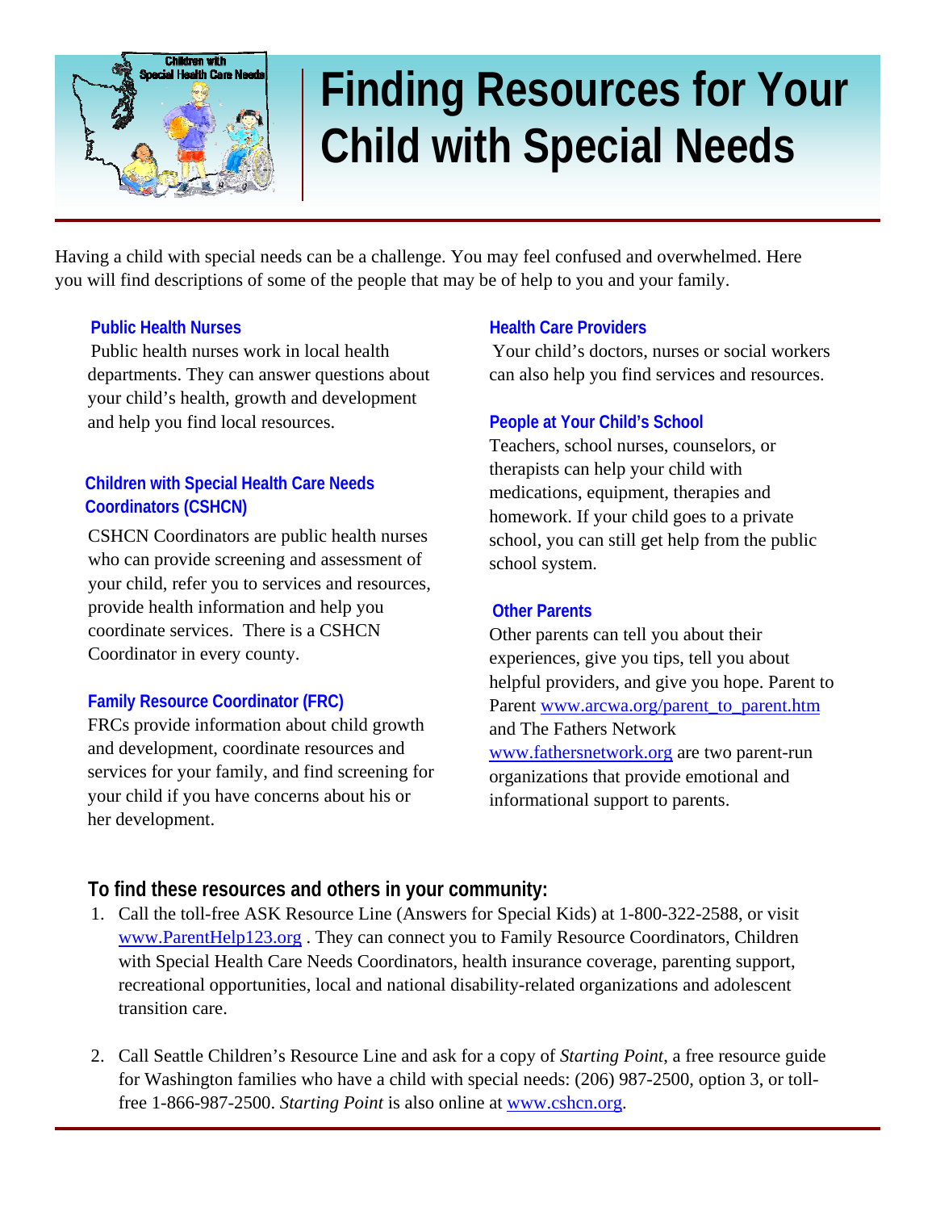# Finding Resources for Your Child with Special Needs

Having a child with special needs can be a challenge. You may feel confused and overwhelmed. Here you will find descriptions of some of the people that may be of help to you and your family.

### Public Health Nurses

Public health nurses work in local health departments. They can answer questions about your child's health, growth and development and help you find local resources.

### Children with Special Health Care Needs Coordinators (CSHCN)

CSHCN Coordinators are public health nurses who can provide screening and assessment of your child, refer you to services and resources, provide health information and help you coordinate services. There is a CSHCN Coordinator in every county.

### Family Resource Coordinator (FRC)

FRCs provide information about child growth and development, coordinate resources and services for your family, and find screening for your child if you have concerns about his or her development.

### Health Care Providers

Your child's doctors, nurses or social workers can also help you find services and resources.

### People at Your Child's School

Teachers, school nurses, counselors, or therapists can help your child with medications, equipment, therapies and homework. If your child goes to a private school, you can still get help from the public school system.

### Other Parents

Other parents can tell you about their experiences, give you tips, tell you about helpful providers, and give you hope. Parent to Parent www.arcwa.org/parent_to_parent.htm and The Fathers Network www.fathersnetwork.org are two parent-run organizations that provide emotional and informational support to parents.

## To find these resources and others in your community:

1. Call the toll-free ASK Resource Line (Answers for Special Kids) at 1-800-322-2588, or visit www.ParentHelp123.org . They can connect you to Family Resource Coordinators, Children with Special Health Care Needs Coordinators, health insurance coverage, parenting support, recreational opportunities, local and national disability-related organizations and adolescent transition care.

2. Call Seattle Children's Resource Line and ask for a copy of *Starting Point*, a free resource guide for Washington families who have a child with special needs: (206) 987-2500, option 3, or toll-free 1-866-987-2500. *Starting Point* is also online at www.cshcn.org.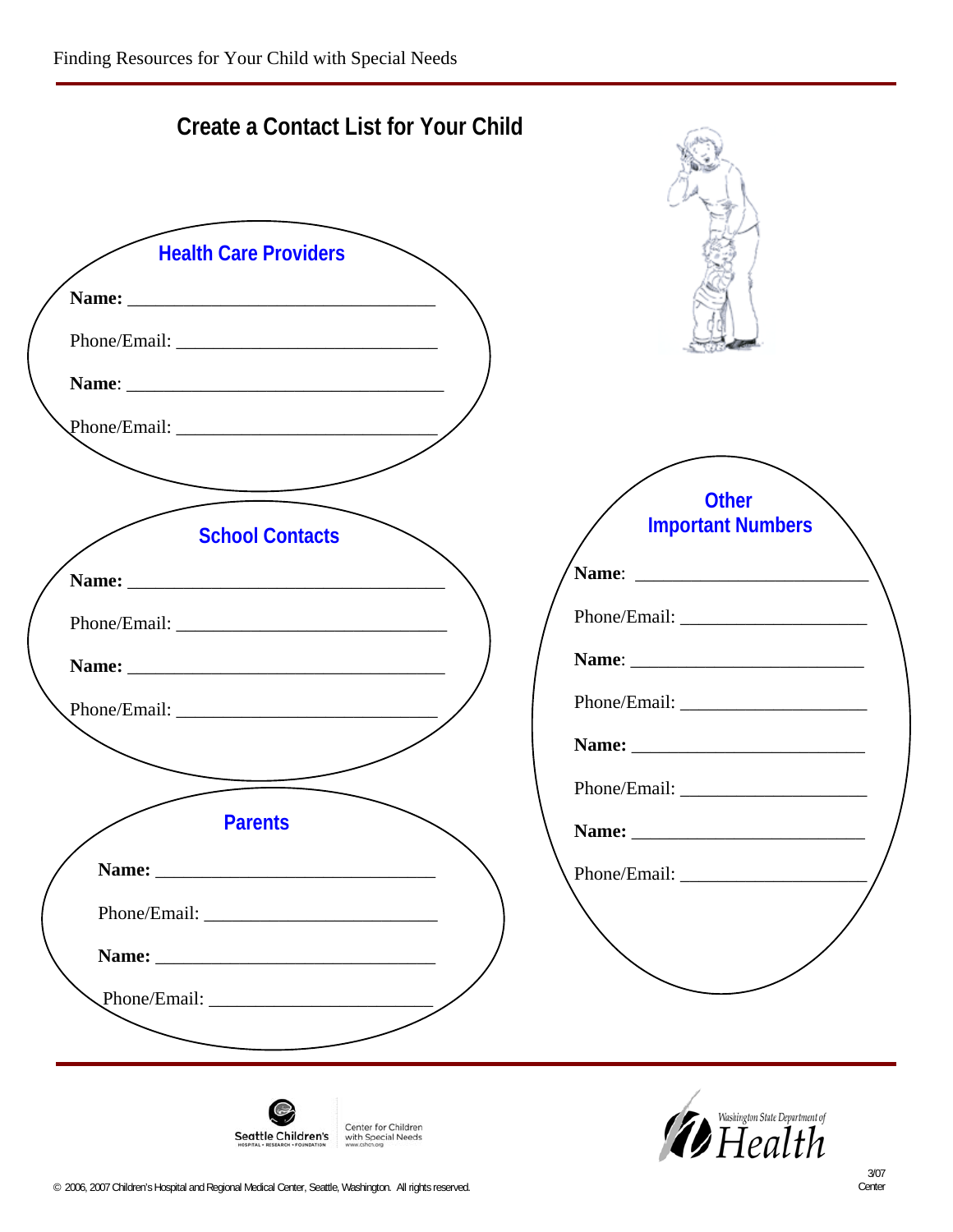## Create a Contact List for Your Child

### Health Care Providers

**Name:** ________________________________

Phone/Email: ___________________________

**Name**: _________________________________

Phone/Email: ___________________________

### School Contacts

**Name:** _________________________________

Phone/Email: ____________________________

**Name:** _________________________________

Phone/Email: ___________________________

### Parents

**Name:** _____________________________

Phone/Email: _________________________

**Name:** _____________________________

Phone/Email: ________________________

### Other Important Numbers

**Name**: _______________________

Phone/Email: ___________________

**Name**: _______________________

Phone/Email: ___________________

**Name:** _______________________

Phone/Email: ___________________

**Name:** _______________________

Phone/Email: ___________________

Seattle Children's Hospital • Research • Foundation — Center for Children with Special Needs www.cshcn.org

Washington State Department of Health

© 2006, 2007 Children's Hospital and Regional Medical Center, Seattle, Washington. All rights reserved.

3/07 Center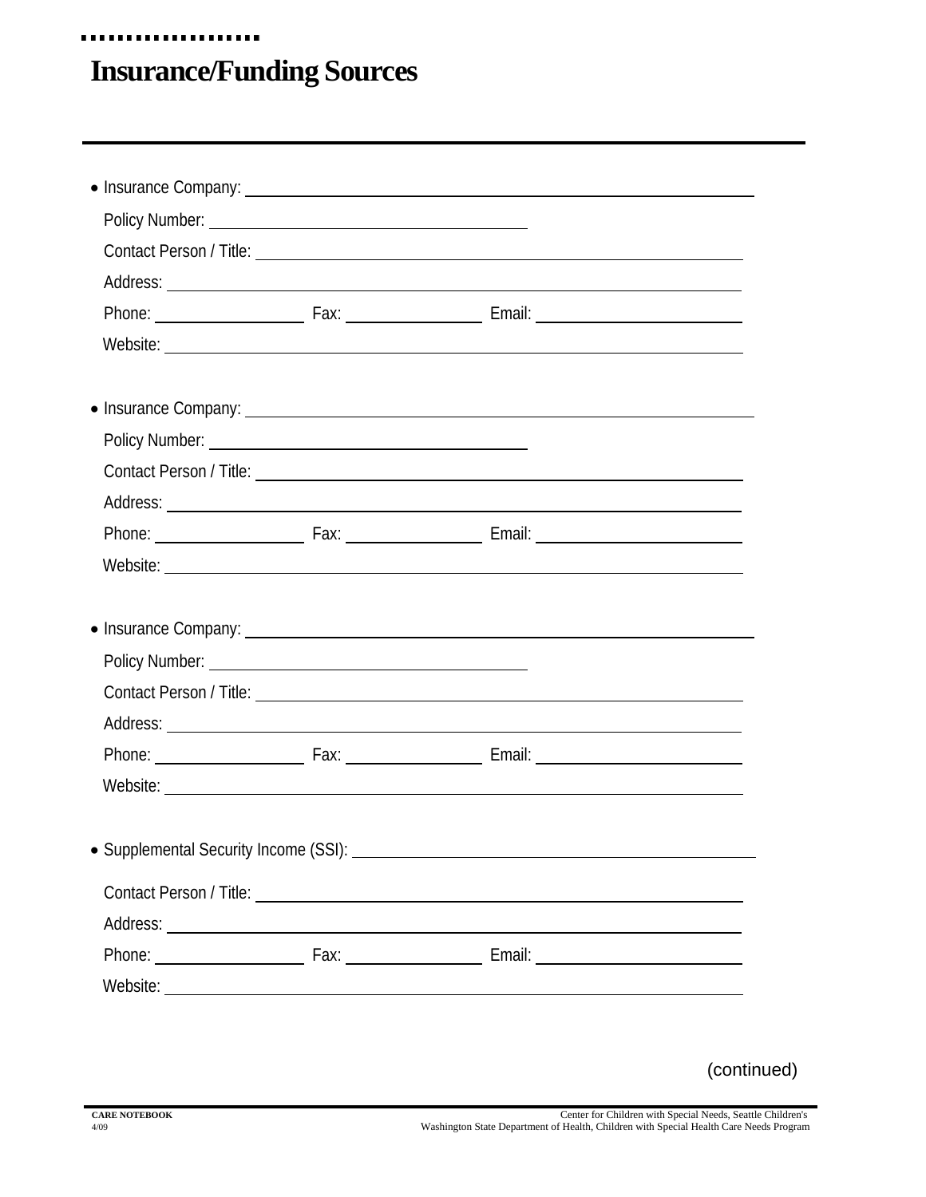# Insurance/Funding Sources

- Insurance Company: ______________________________

  Policy Number: ______________________________

  Contact Person / Title: ______________________________

  Address: ______________________________

  Phone: ______________ Fax: ______________ Email: ______________

  Website: ______________________________

- Insurance Company: ______________________________

  Policy Number: ______________________________

  Contact Person / Title: ______________________________

  Address: ______________________________

  Phone: ______________ Fax: ______________ Email: ______________

  Website: ______________________________

- Insurance Company: ______________________________

  Policy Number: ______________________________

  Contact Person / Title: ______________________________

  Address: ______________________________

  Phone: ______________ Fax: ______________ Email: ______________

  Website: ______________________________

- Supplemental Security Income (SSI): ______________________________

  Contact Person / Title: ______________________________

  Address: ______________________________

  Phone: ______________ Fax: ______________ Email: ______________

  Website: ______________________________

(continued)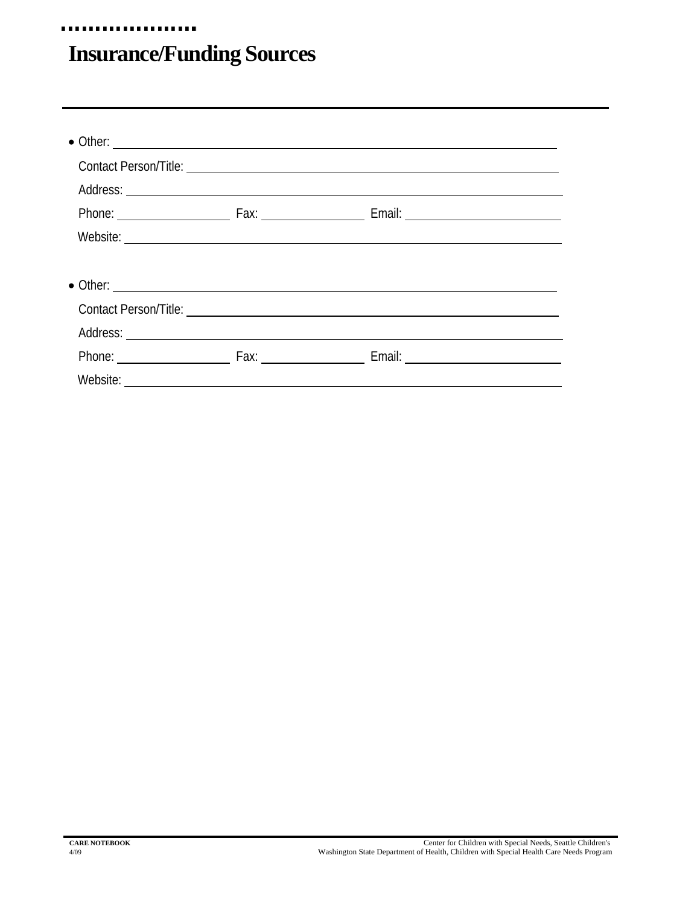# Insurance/Funding Sources

- Other: ______________________________________________

  Contact Person/Title: ______________________________________________

  Address: ______________________________________________

  Phone: ______________ Fax: ______________ Email: ______________

  Website: ______________________________________________

- Other: ______________________________________________

  Contact Person/Title: ______________________________________________

  Address: ______________________________________________

  Phone: ______________ Fax: ______________ Email: ______________

  Website: ______________________________________________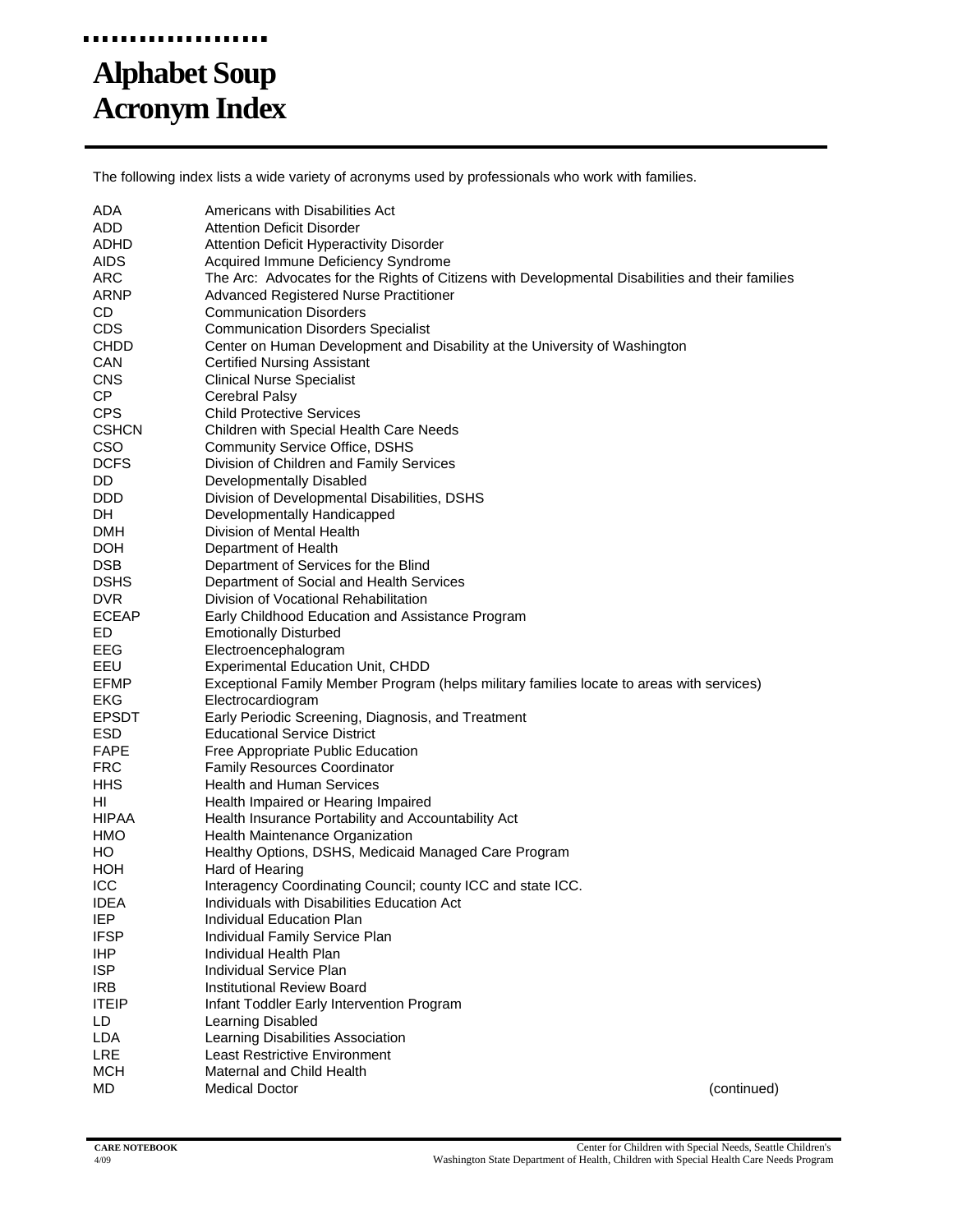# Alphabet Soup Acronym Index

The following index lists a wide variety of acronyms used by professionals who work with families.

| | |
|---|---|
| ADA | Americans with Disabilities Act |
| ADD | Attention Deficit Disorder |
| ADHD | Attention Deficit Hyperactivity Disorder |
| AIDS | Acquired Immune Deficiency Syndrome |
| ARC | The Arc: Advocates for the Rights of Citizens with Developmental Disabilities and their families |
| ARNP | Advanced Registered Nurse Practitioner |
| CD | Communication Disorders |
| CDS | Communication Disorders Specialist |
| CHDD | Center on Human Development and Disability at the University of Washington |
| CAN | Certified Nursing Assistant |
| CNS | Clinical Nurse Specialist |
| CP | Cerebral Palsy |
| CPS | Child Protective Services |
| CSHCN | Children with Special Health Care Needs |
| CSO | Community Service Office, DSHS |
| DCFS | Division of Children and Family Services |
| DD | Developmentally Disabled |
| DDD | Division of Developmental Disabilities, DSHS |
| DH | Developmentally Handicapped |
| DMH | Division of Mental Health |
| DOH | Department of Health |
| DSB | Department of Services for the Blind |
| DSHS | Department of Social and Health Services |
| DVR | Division of Vocational Rehabilitation |
| ECEAP | Early Childhood Education and Assistance Program |
| ED | Emotionally Disturbed |
| EEG | Electroencephalogram |
| EEU | Experimental Education Unit, CHDD |
| EFMP | Exceptional Family Member Program (helps military families locate to areas with services) |
| EKG | Electrocardiogram |
| EPSDT | Early Periodic Screening, Diagnosis, and Treatment |
| ESD | Educational Service District |
| FAPE | Free Appropriate Public Education |
| FRC | Family Resources Coordinator |
| HHS | Health and Human Services |
| HI | Health Impaired or Hearing Impaired |
| HIPAA | Health Insurance Portability and Accountability Act |
| HMO | Health Maintenance Organization |
| HO | Healthy Options, DSHS, Medicaid Managed Care Program |
| HOH | Hard of Hearing |
| ICC | Interagency Coordinating Council; county ICC and state ICC. |
| IDEA | Individuals with Disabilities Education Act |
| IEP | Individual Education Plan |
| IFSP | Individual Family Service Plan |
| IHP | Individual Health Plan |
| ISP | Individual Service Plan |
| IRB | Institutional Review Board |
| ITEIP | Infant Toddler Early Intervention Program |
| LD | Learning Disabled |
| LDA | Learning Disabilities Association |
| LRE | Least Restrictive Environment |
| MCH | Maternal and Child Health |
| MD | Medical Doctor |

(continued)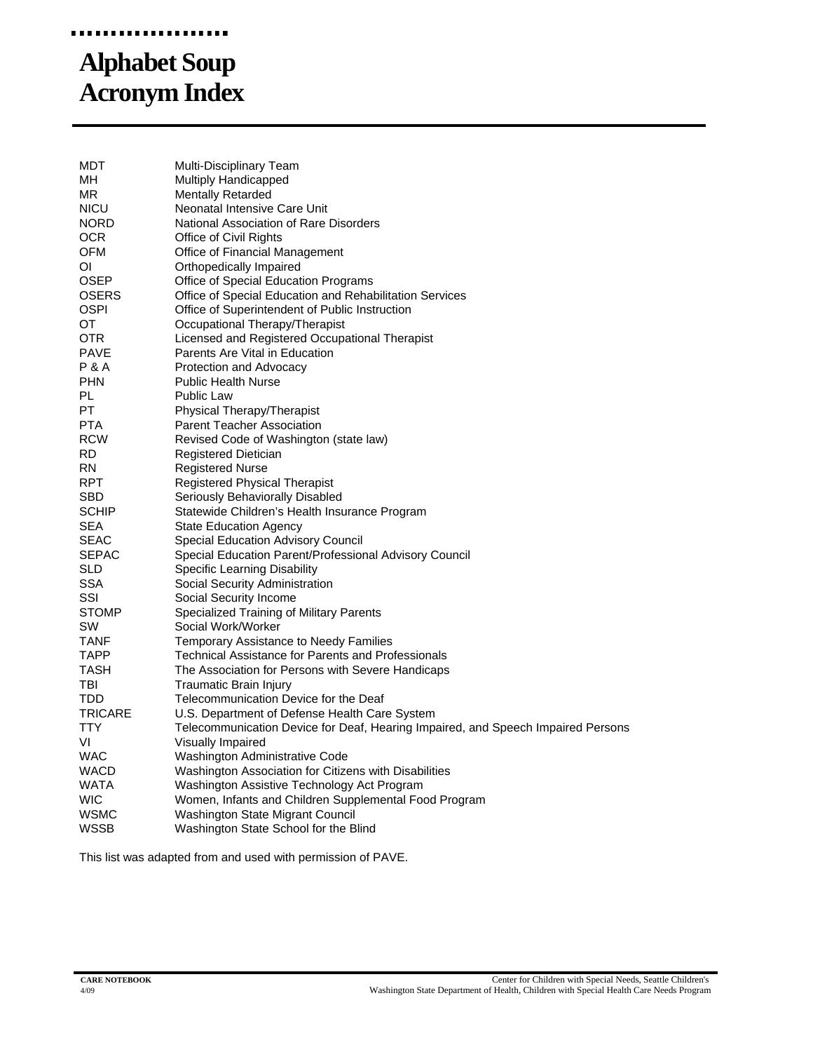# Alphabet Soup Acronym Index

| | |
|---|---|
| MDT | Multi-Disciplinary Team |
| MH | Multiply Handicapped |
| MR | Mentally Retarded |
| NICU | Neonatal Intensive Care Unit |
| NORD | National Association of Rare Disorders |
| OCR | Office of Civil Rights |
| OFM | Office of Financial Management |
| OI | Orthopedically Impaired |
| OSEP | Office of Special Education Programs |
| OSERS | Office of Special Education and Rehabilitation Services |
| OSPI | Office of Superintendent of Public Instruction |
| OT | Occupational Therapy/Therapist |
| OTR | Licensed and Registered Occupational Therapist |
| PAVE | Parents Are Vital in Education |
| P & A | Protection and Advocacy |
| PHN | Public Health Nurse |
| PL | Public Law |
| PT | Physical Therapy/Therapist |
| PTA | Parent Teacher Association |
| RCW | Revised Code of Washington (state law) |
| RD | Registered Dietician |
| RN | Registered Nurse |
| RPT | Registered Physical Therapist |
| SBD | Seriously Behaviorally Disabled |
| SCHIP | Statewide Children's Health Insurance Program |
| SEA | State Education Agency |
| SEAC | Special Education Advisory Council |
| SEPAC | Special Education Parent/Professional Advisory Council |
| SLD | Specific Learning Disability |
| SSA | Social Security Administration |
| SSI | Social Security Income |
| STOMP | Specialized Training of Military Parents |
| SW | Social Work/Worker |
| TANF | Temporary Assistance to Needy Families |
| TAPP | Technical Assistance for Parents and Professionals |
| TASH | The Association for Persons with Severe Handicaps |
| TBI | Traumatic Brain Injury |
| TDD | Telecommunication Device for the Deaf |
| TRICARE | U.S. Department of Defense Health Care System |
| TTY | Telecommunication Device for Deaf, Hearing Impaired, and Speech Impaired Persons |
| VI | Visually Impaired |
| WAC | Washington Administrative Code |
| WACD | Washington Association for Citizens with Disabilities |
| WATA | Washington Assistive Technology Act Program |
| WIC | Women, Infants and Children Supplemental Food Program |
| WSMC | Washington State Migrant Council |
| WSSB | Washington State School for the Blind |

This list was adapted from and used with permission of PAVE.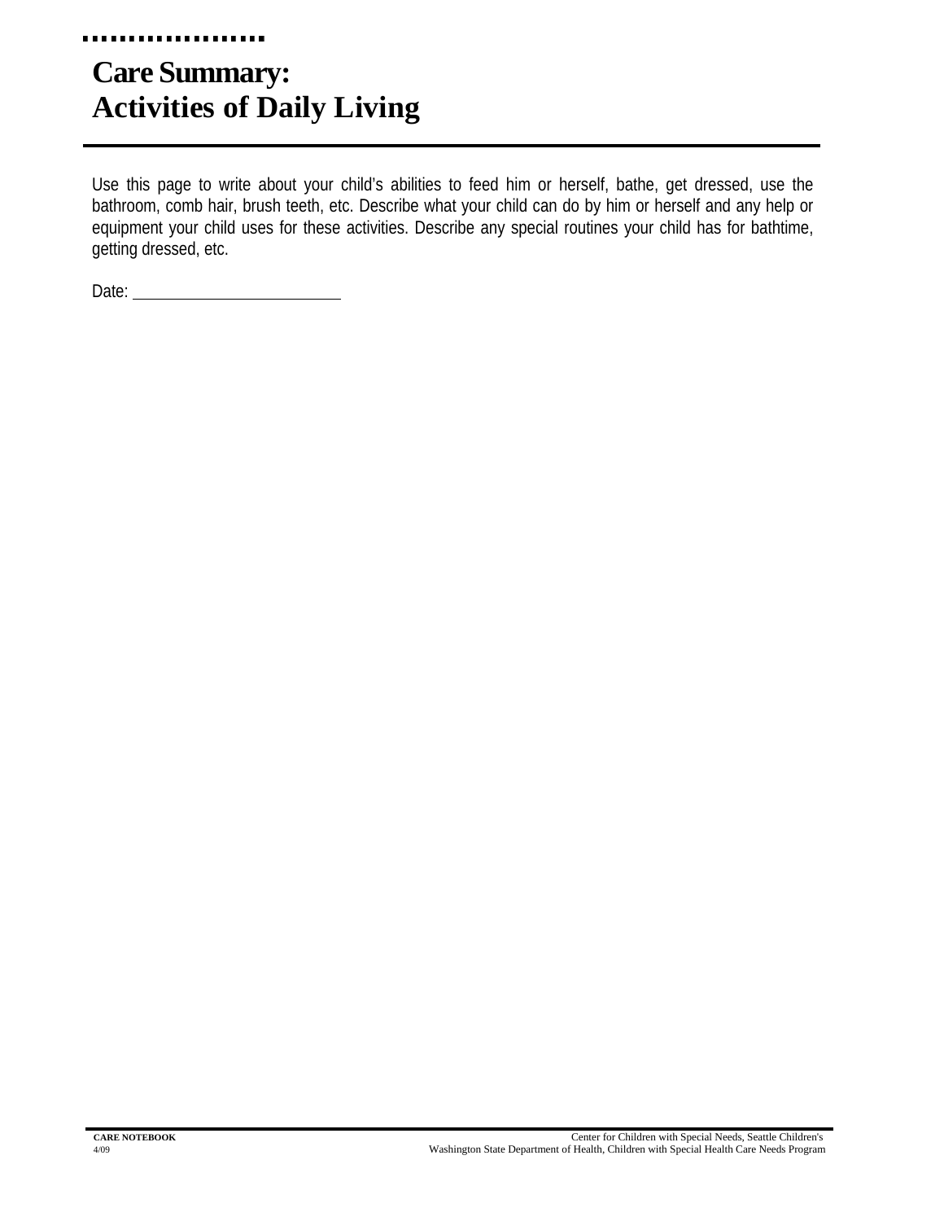# Care Summary: Activities of Daily Living

Use this page to write about your child's abilities to feed him or herself, bathe, get dressed, use the bathroom, comb hair, brush teeth, etc. Describe what your child can do by him or herself and any help or equipment your child uses for these activities. Describe any special routines your child has for bathtime, getting dressed, etc.

Date: ___________________________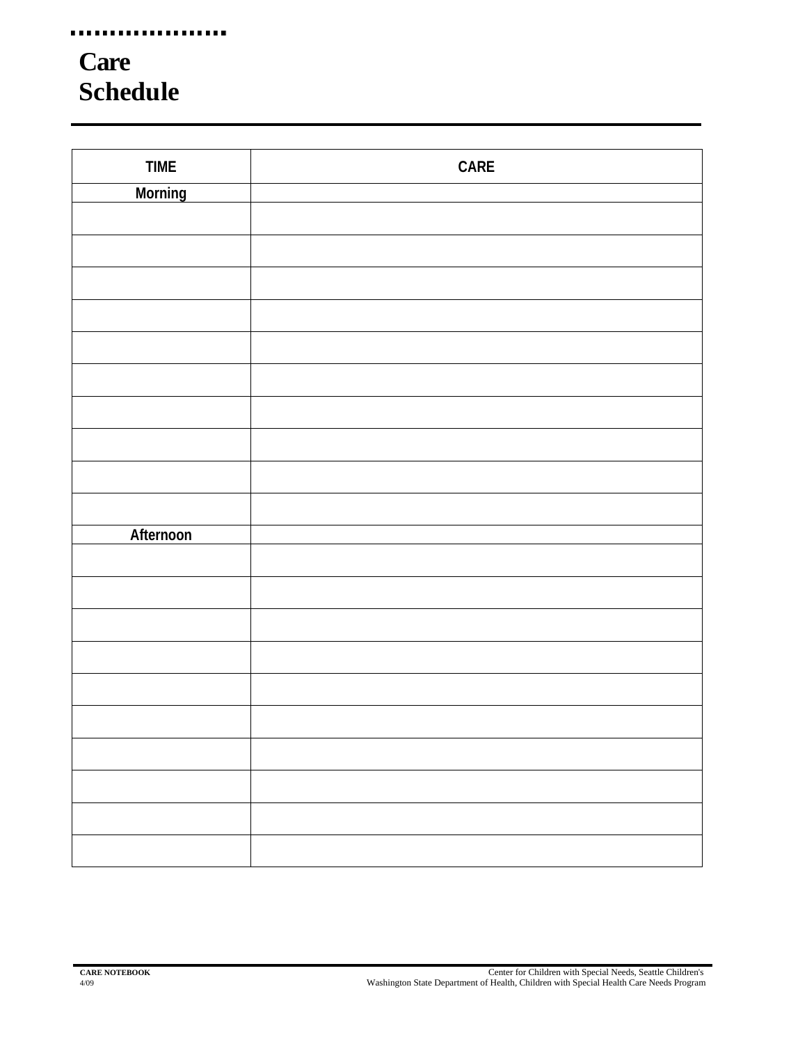# Care Schedule

| TIME | CARE |
|---|---|
| **Morning** | |
| | |
| | |
| | |
| | |
| | |
| | |
| | |
| | |
| | |
| | |
| **Afternoon** | |
| | |
| | |
| | |
| | |
| | |
| | |
| | |
| | |
| | |
| | |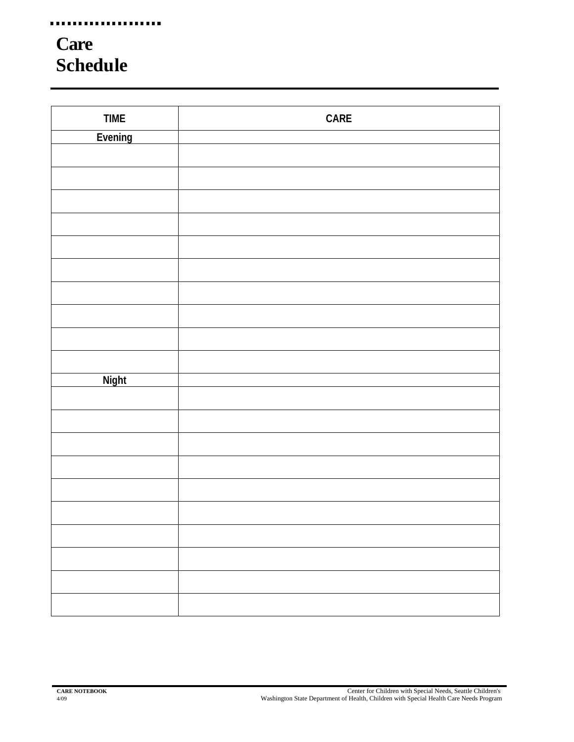# Care Schedule

| TIME | CARE |
|---|---|
| **Evening** | |
| | |
| | |
| | |
| | |
| | |
| | |
| | |
| | |
| | |
| | |
| **Night** | |
| | |
| | |
| | |
| | |
| | |
| | |
| | |
| | |
| | |
| | |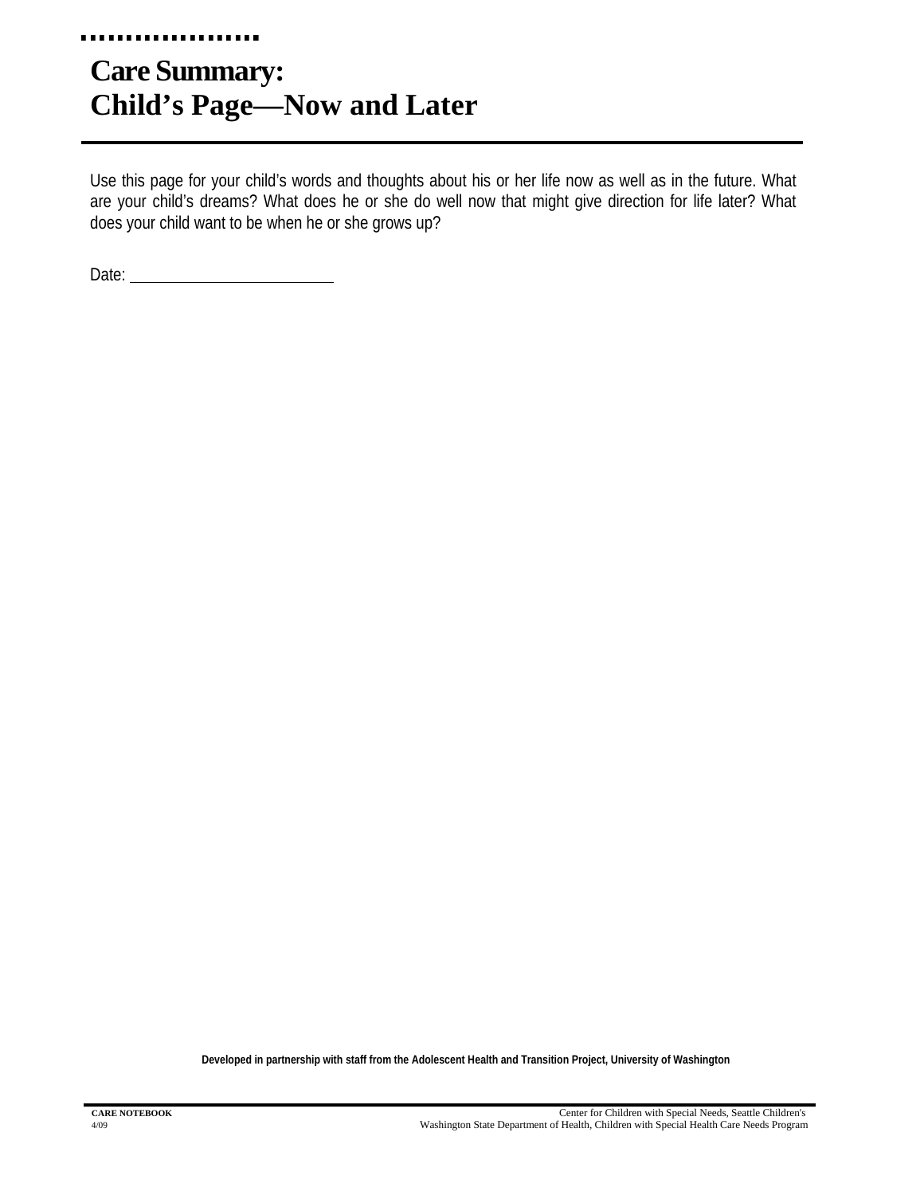# Care Summary:
# Child's Page—Now and Later

Use this page for your child's words and thoughts about his or her life now as well as in the future. What are your child's dreams? What does he or she do well now that might give direction for life later? What does your child want to be when he or she grows up?

Date: ________________________

**Developed in partnership with staff from the Adolescent Health and Transition Project, University of Washington**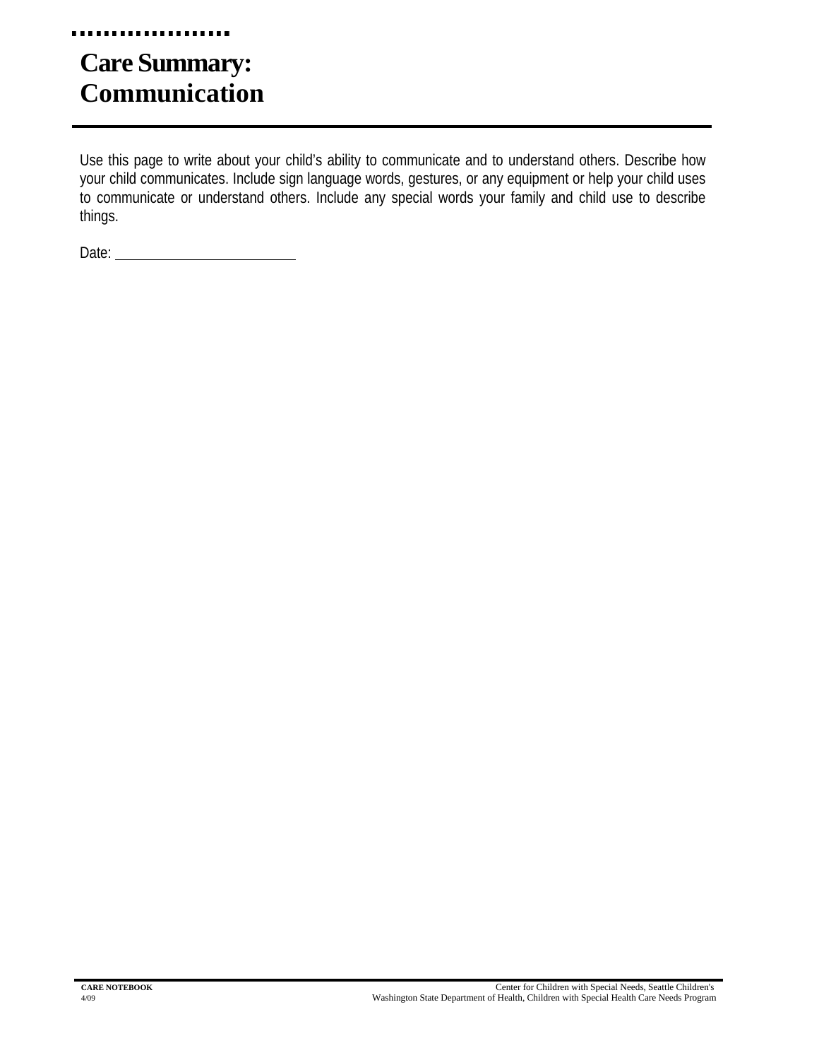# Care Summary: Communication

Use this page to write about your child's ability to communicate and to understand others. Describe how your child communicates. Include sign language words, gestures, or any equipment or help your child uses to communicate or understand others. Include any special words your family and child use to describe things.

Date: \_\_\_\_\_\_\_\_\_\_\_\_\_\_\_\_\_\_\_\_\_\_\_\_\_\_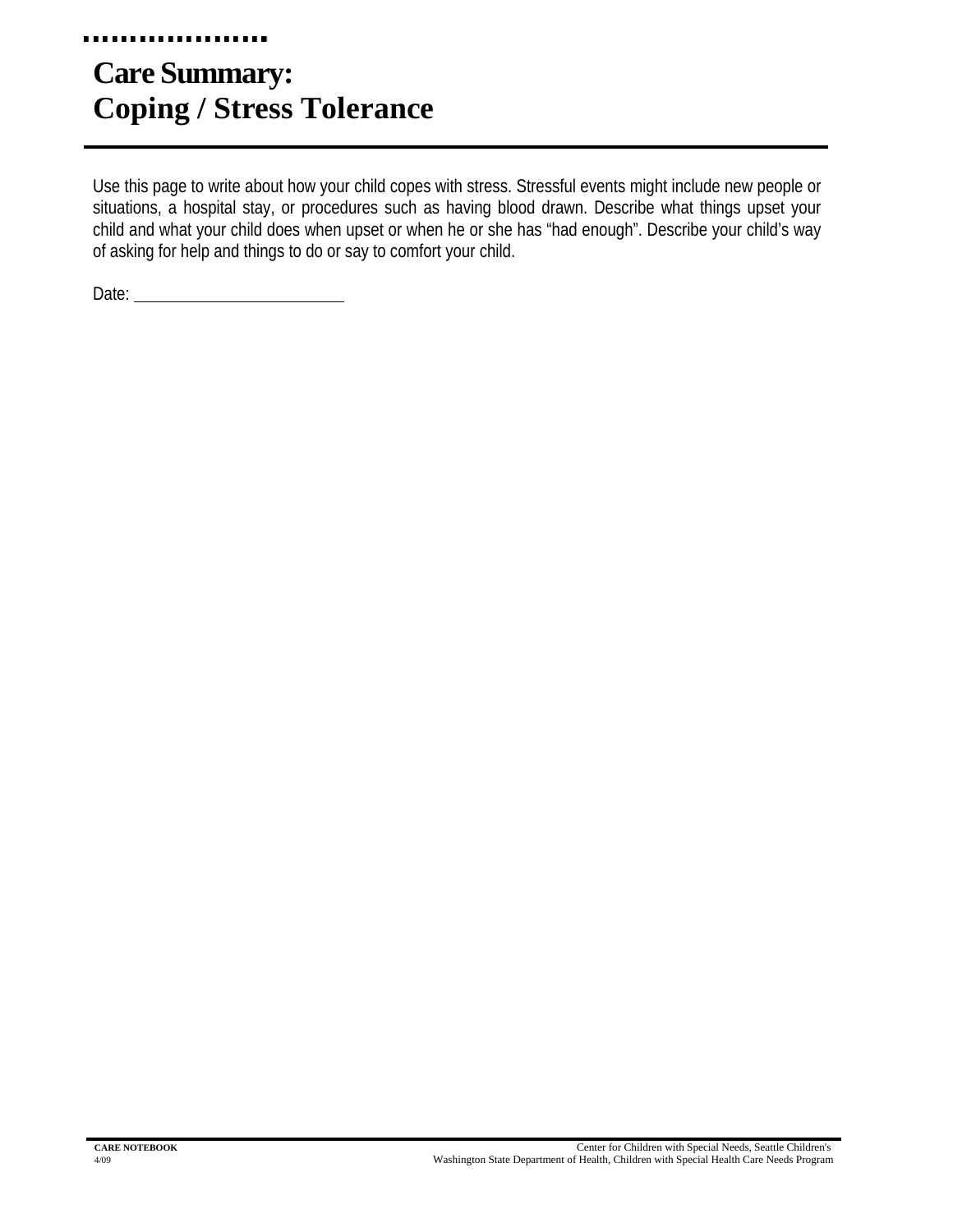# Care Summary: Coping / Stress Tolerance

Use this page to write about how your child copes with stress. Stressful events might include new people or situations, a hospital stay, or procedures such as having blood drawn. Describe what things upset your child and what your child does when upset or when he or she has "had enough". Describe your child's way of asking for help and things to do or say to comfort your child.

Date: ___________________________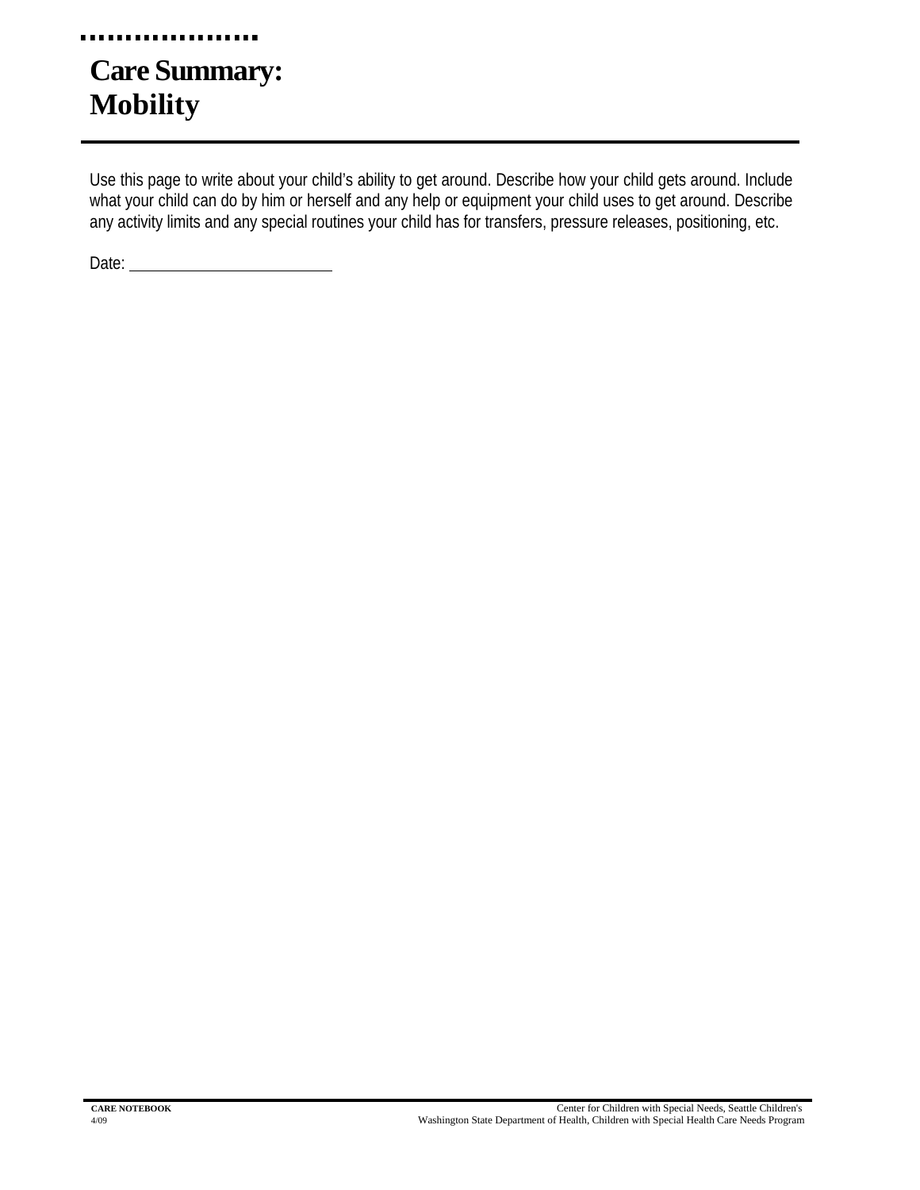# Care Summary: Mobility

Use this page to write about your child's ability to get around. Describe how your child gets around. Include what your child can do by him or herself and any help or equipment your child uses to get around. Describe any activity limits and any special routines your child has for transfers, pressure releases, positioning, etc.

Date: \_\_\_\_\_\_\_\_\_\_\_\_\_\_\_\_\_\_\_\_\_\_\_\_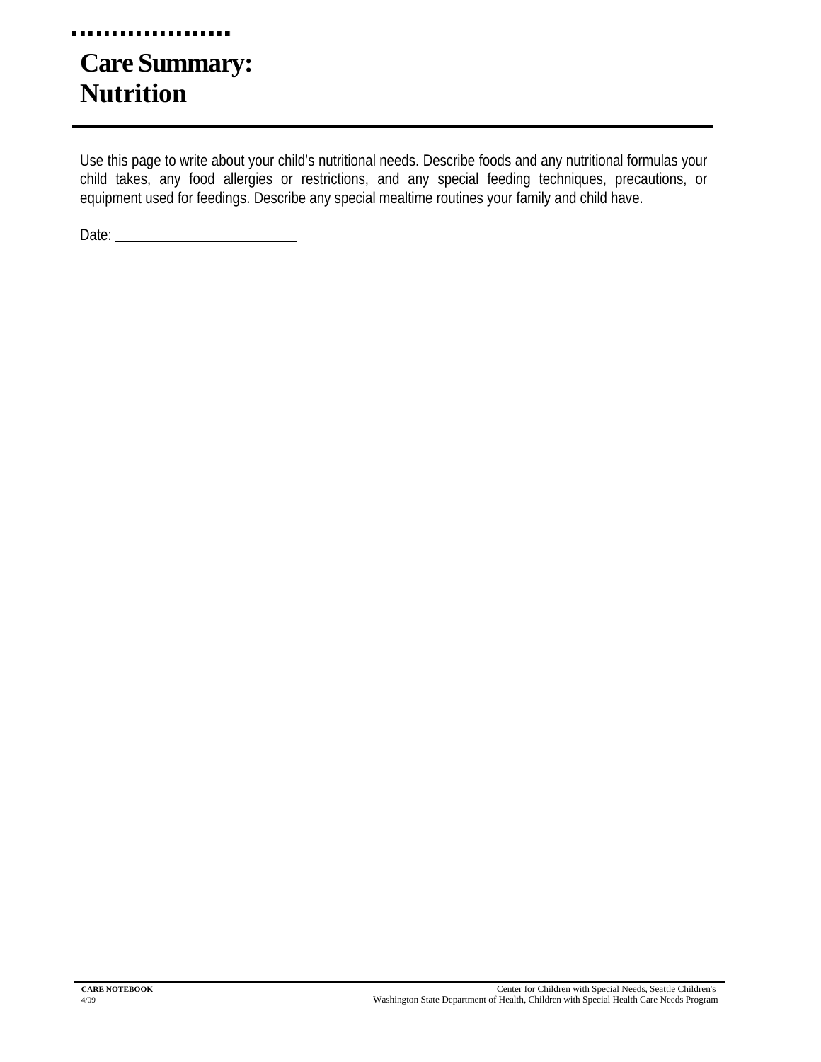# Care Summary: Nutrition

Use this page to write about your child's nutritional needs. Describe foods and any nutritional formulas your child takes, any food allergies or restrictions, and any special feeding techniques, precautions, or equipment used for feedings. Describe any special mealtime routines your family and child have.

Date: ________________________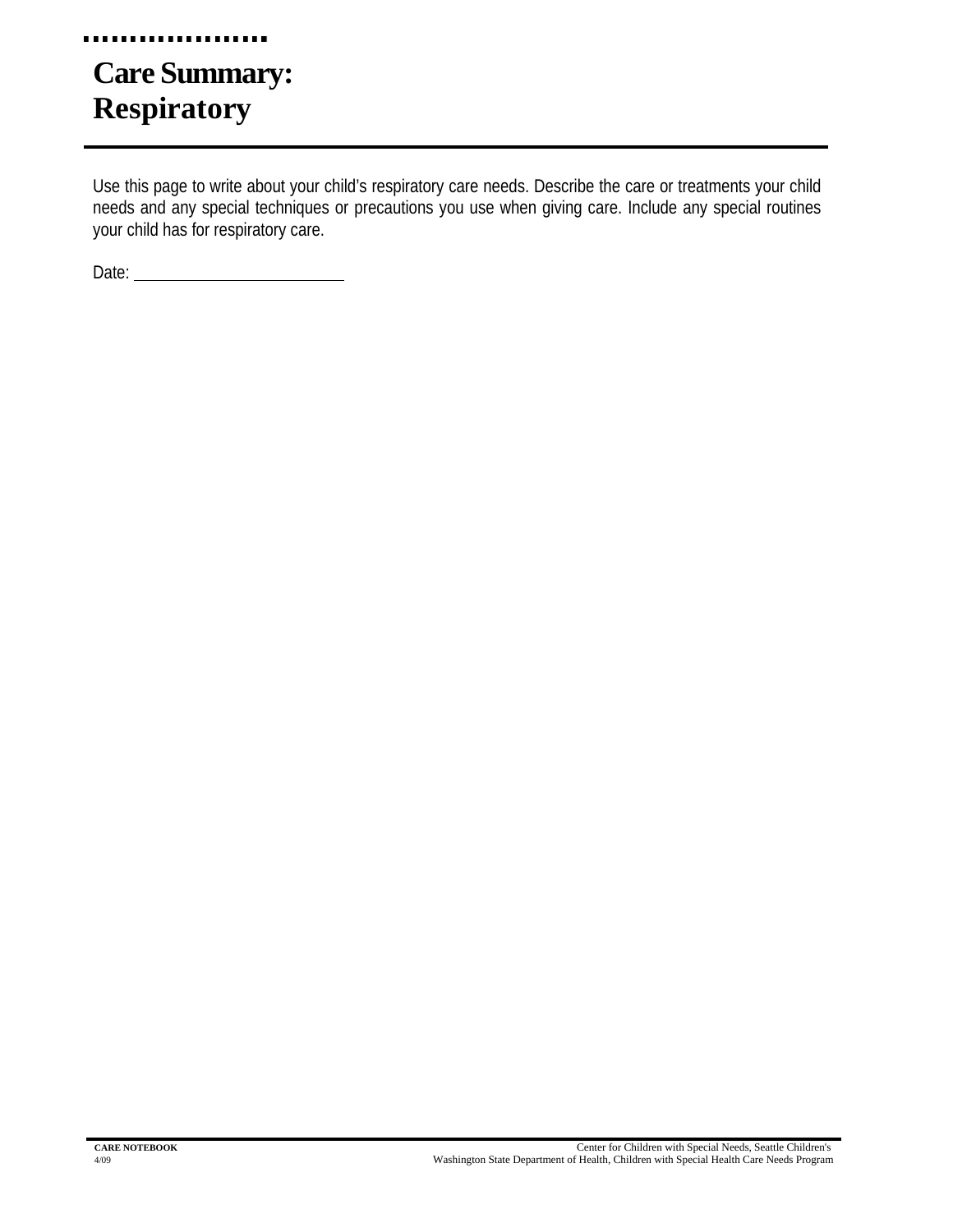# Care Summary: Respiratory

Use this page to write about your child's respiratory care needs. Describe the care or treatments your child needs and any special techniques or precautions you use when giving care. Include any special routines your child has for respiratory care.

Date: ______________________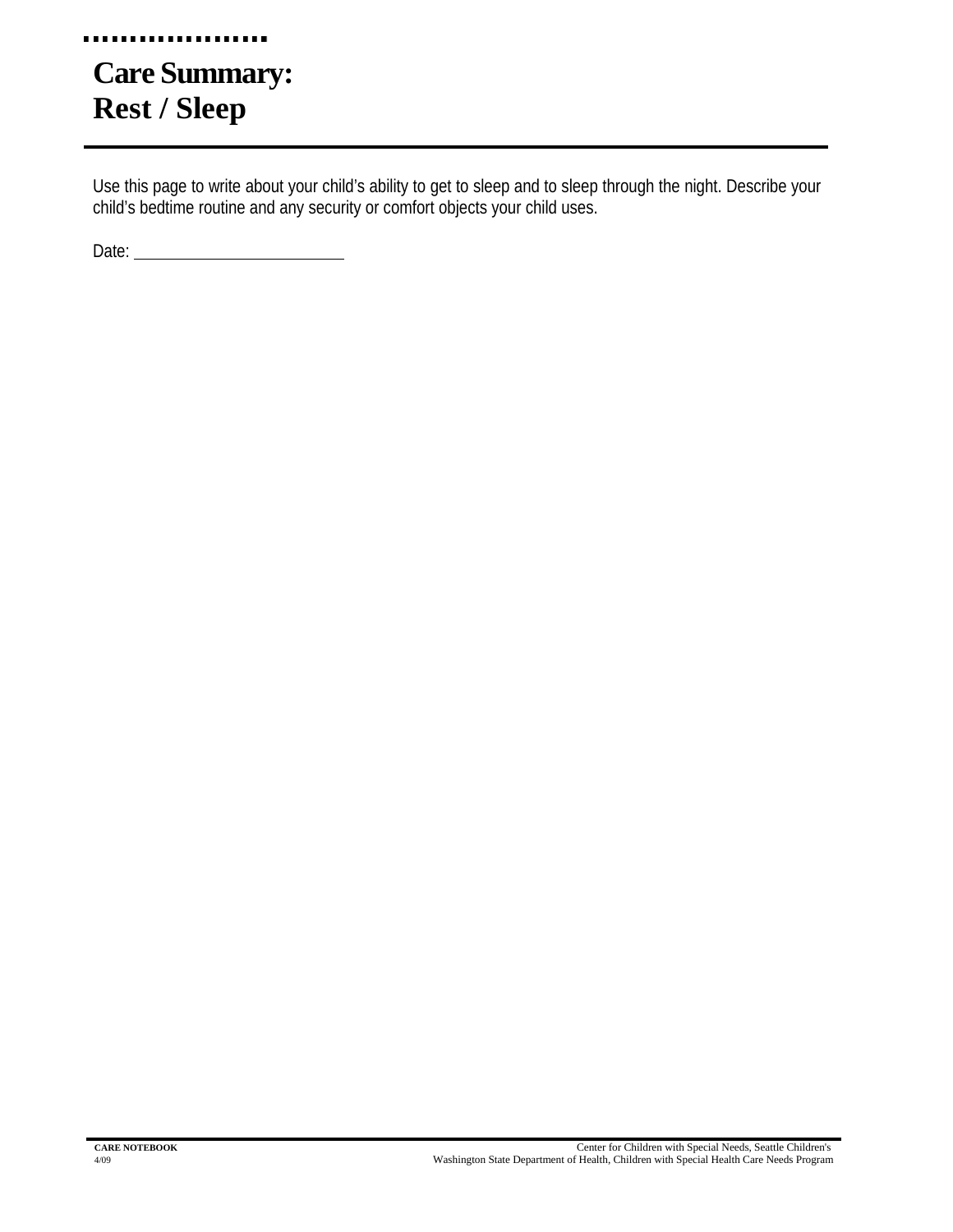# Care Summary: Rest / Sleep

Use this page to write about your child's ability to get to sleep and to sleep through the night. Describe your child's bedtime routine and any security or comfort objects your child uses.

Date: ________________________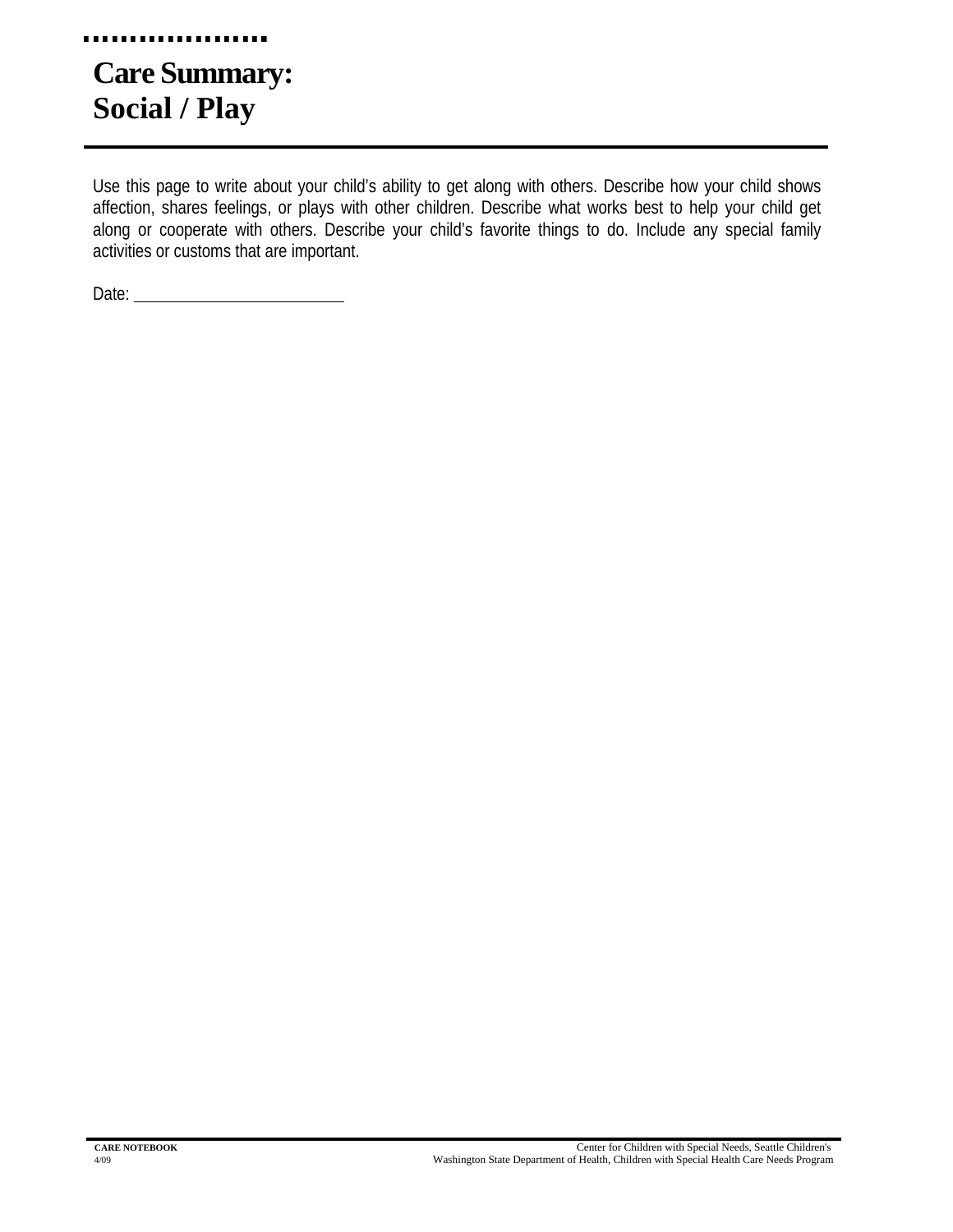# Care Summary: Social / Play

Use this page to write about your child's ability to get along with others. Describe how your child shows affection, shares feelings, or plays with other children. Describe what works best to help your child get along or cooperate with others. Describe your child's favorite things to do. Include any special family activities or customs that are important.

Date: ____________________________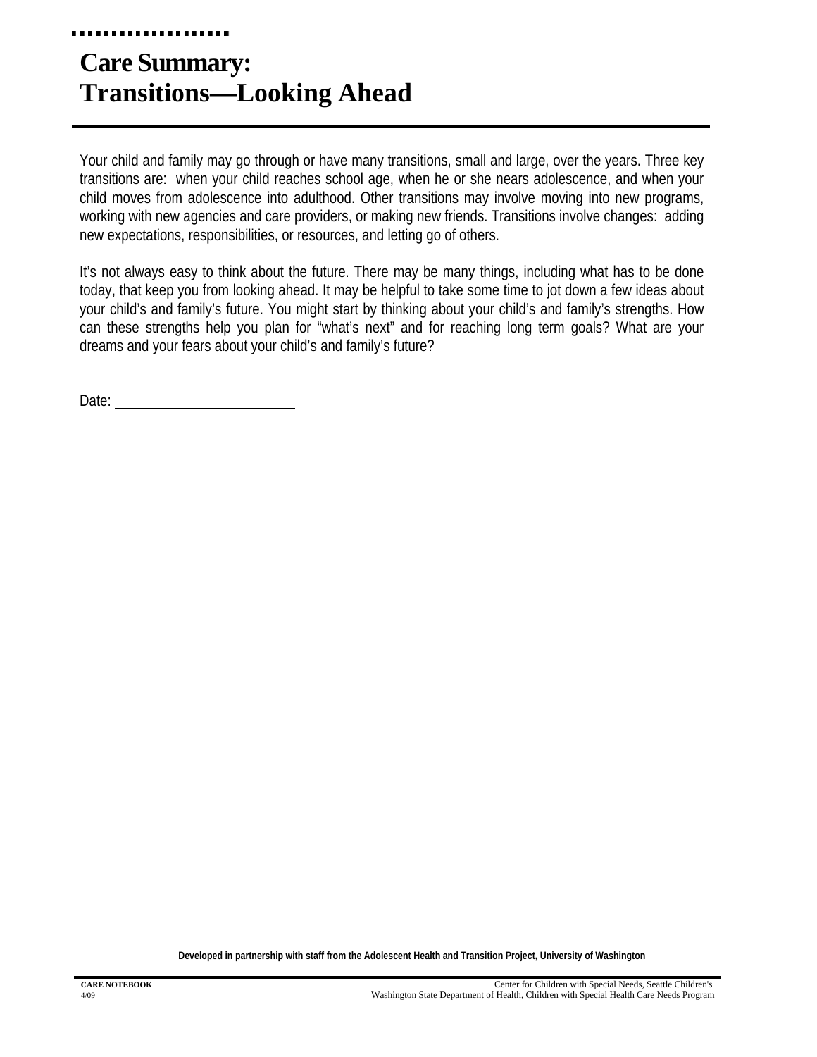# Care Summary: Transitions—Looking Ahead

Your child and family may go through or have many transitions, small and large, over the years. Three key transitions are: when your child reaches school age, when he or she nears adolescence, and when your child moves from adolescence into adulthood. Other transitions may involve moving into new programs, working with new agencies and care providers, or making new friends. Transitions involve changes: adding new expectations, responsibilities, or resources, and letting go of others.

It's not always easy to think about the future. There may be many things, including what has to be done today, that keep you from looking ahead. It may be helpful to take some time to jot down a few ideas about your child's and family's future. You might start by thinking about your child's and family's strengths. How can these strengths help you plan for "what's next" and for reaching long term goals? What are your dreams and your fears about your child's and family's future?

Date: ____________________

**Developed in partnership with staff from the Adolescent Health and Transition Project, University of Washington**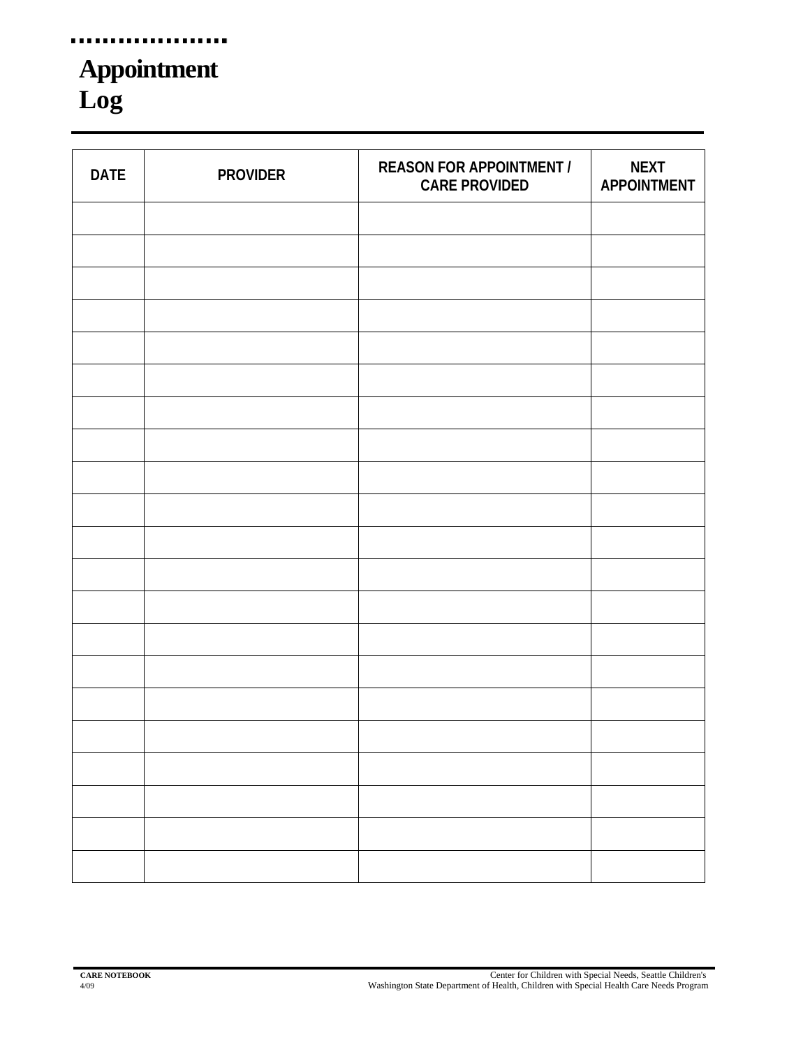# Appointment Log

| DATE | PROVIDER | REASON FOR APPOINTMENT / CARE PROVIDED | NEXT APPOINTMENT |
|---|---|---|---|
| | | | |
| | | | |
| | | | |
| | | | |
| | | | |
| | | | |
| | | | |
| | | | |
| | | | |
| | | | |
| | | | |
| | | | |
| | | | |
| | | | |
| | | | |
| | | | |
| | | | |
| | | | |
| | | | |
| | | | |
| | | | |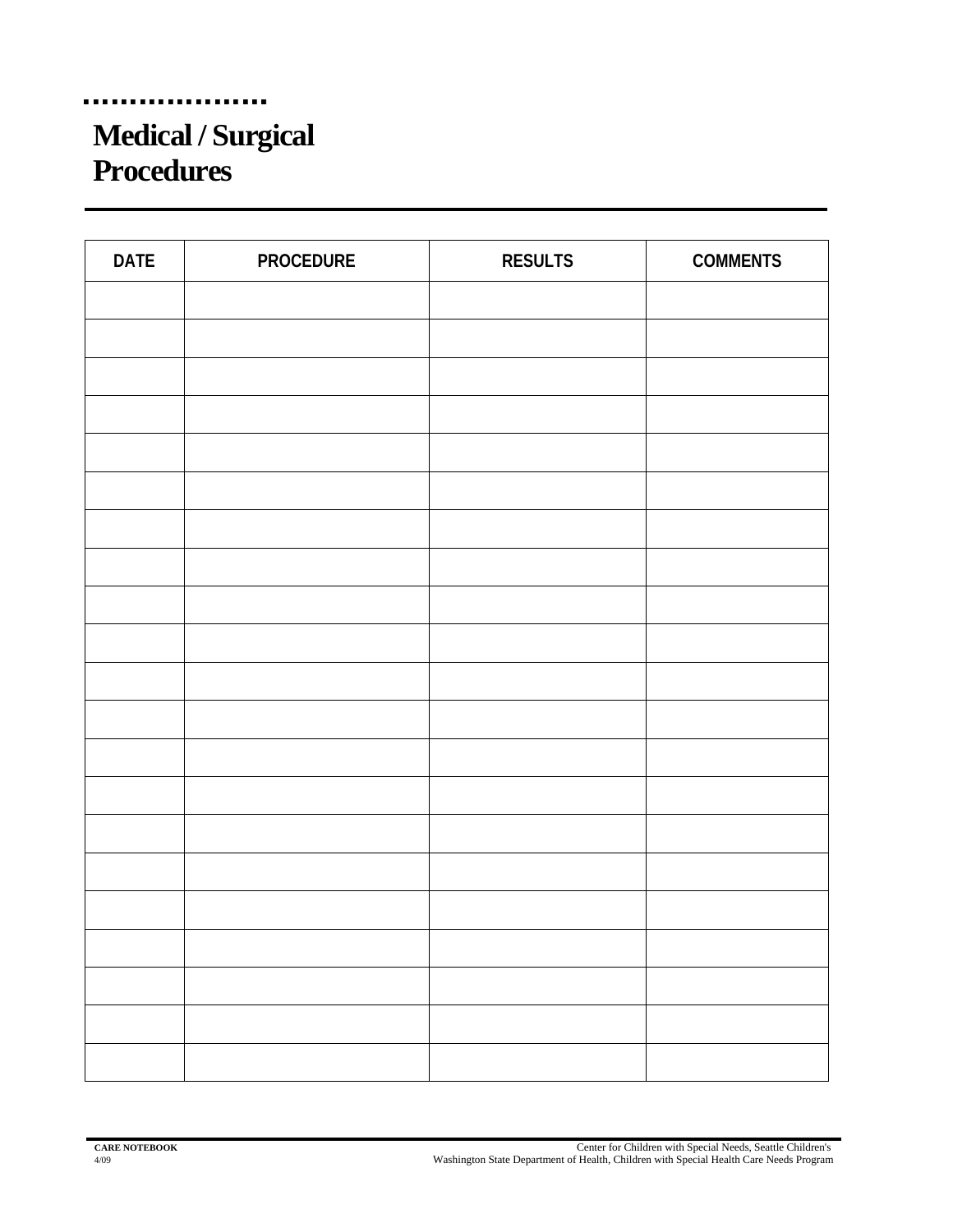# Medical / Surgical Procedures

| DATE | PROCEDURE | RESULTS | COMMENTS |
|---|---|---|---|
| | | | |
| | | | |
| | | | |
| | | | |
| | | | |
| | | | |
| | | | |
| | | | |
| | | | |
| | | | |
| | | | |
| | | | |
| | | | |
| | | | |
| | | | |
| | | | |
| | | | |
| | | | |
| | | | |
| | | | |
| | | | |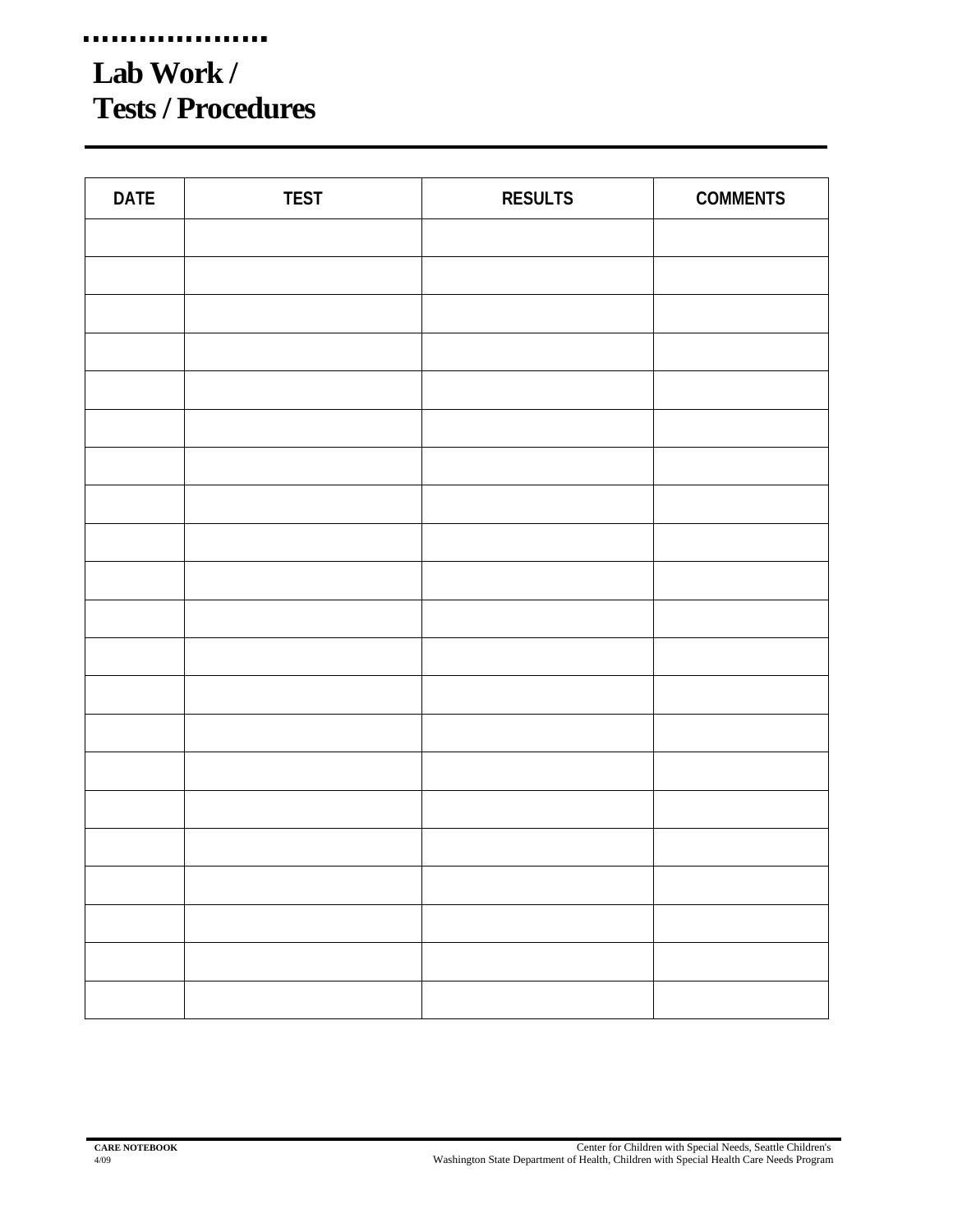# Lab Work / Tests / Procedures

| DATE | TEST | RESULTS | COMMENTS |
|---|---|---|---|
| | | | |
| | | | |
| | | | |
| | | | |
| | | | |
| | | | |
| | | | |
| | | | |
| | | | |
| | | | |
| | | | |
| | | | |
| | | | |
| | | | |
| | | | |
| | | | |
| | | | |
| | | | |
| | | | |
| | | | |
| | | | |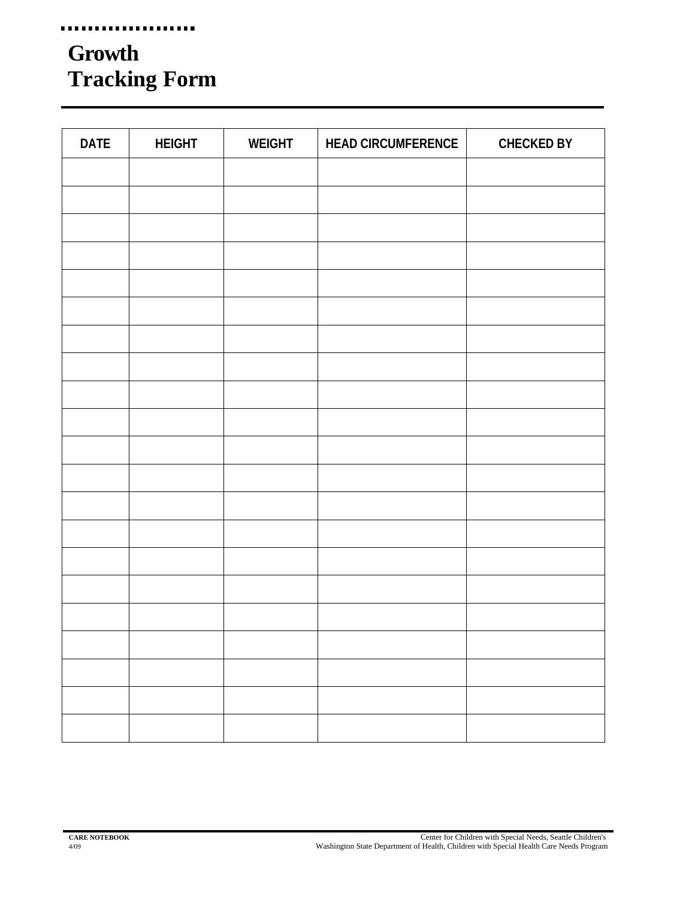# Growth Tracking Form

| DATE | HEIGHT | WEIGHT | HEAD CIRCUMFERENCE | CHECKED BY |
|---|---|---|---|---|
| | | | | |
| | | | | |
| | | | | |
| | | | | |
| | | | | |
| | | | | |
| | | | | |
| | | | | |
| | | | | |
| | | | | |
| | | | | |
| | | | | |
| | | | | |
| | | | | |
| | | | | |
| | | | | |
| | | | | |
| | | | | |
| | | | | |
| | | | | |
| | | | | |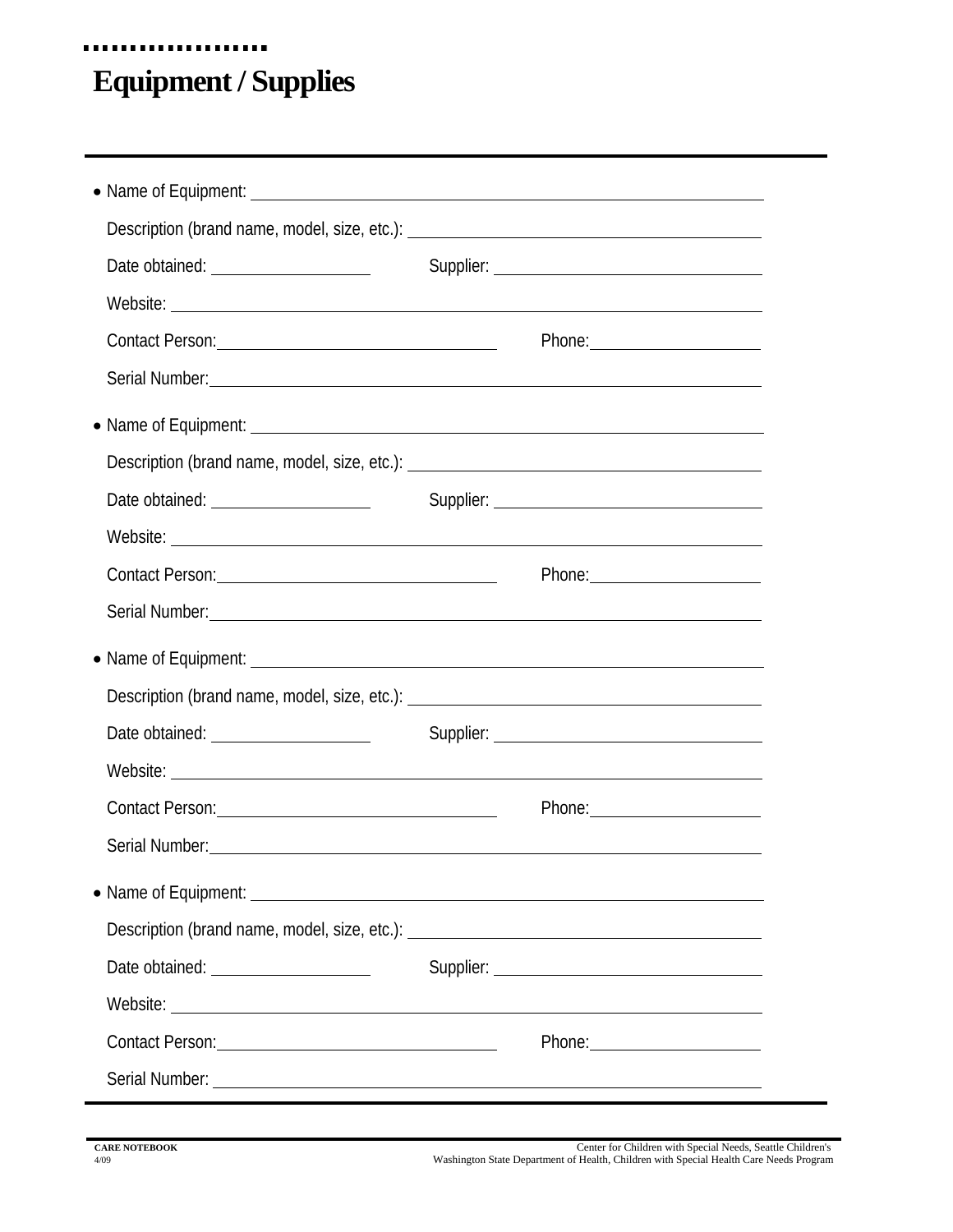# Equipment / Supplies

- Name of Equipment: ____________________

  Description (brand name, model, size, etc.): ____________________

  Date obtained: __________ Supplier: ____________________

  Website: ____________________

  Contact Person: ____________________ Phone: __________

  Serial Number: ____________________

- Name of Equipment: ____________________

  Description (brand name, model, size, etc.): ____________________

  Date obtained: __________ Supplier: ____________________

  Website: ____________________

  Contact Person: ____________________ Phone: __________

  Serial Number: ____________________

- Name of Equipment: ____________________

  Description (brand name, model, size, etc.): ____________________

  Date obtained: __________ Supplier: ____________________

  Website: ____________________

  Contact Person: ____________________ Phone: __________

  Serial Number: ____________________

- Name of Equipment: ____________________

  Description (brand name, model, size, etc.): ____________________

  Date obtained: __________ Supplier: ____________________

  Website: ____________________

  Contact Person: ____________________ Phone: __________

  Serial Number: ____________________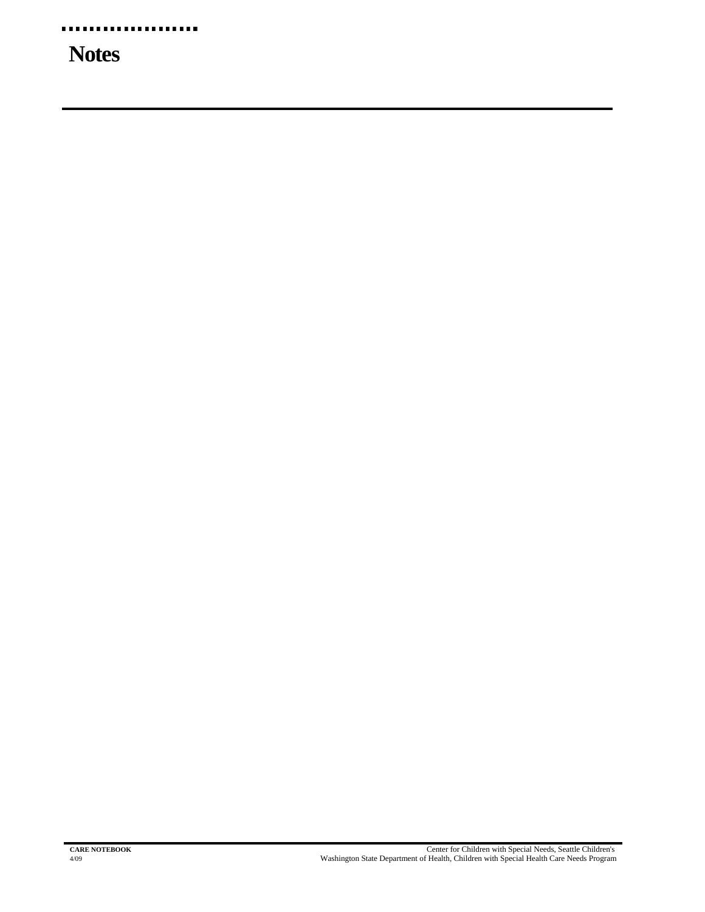# Notes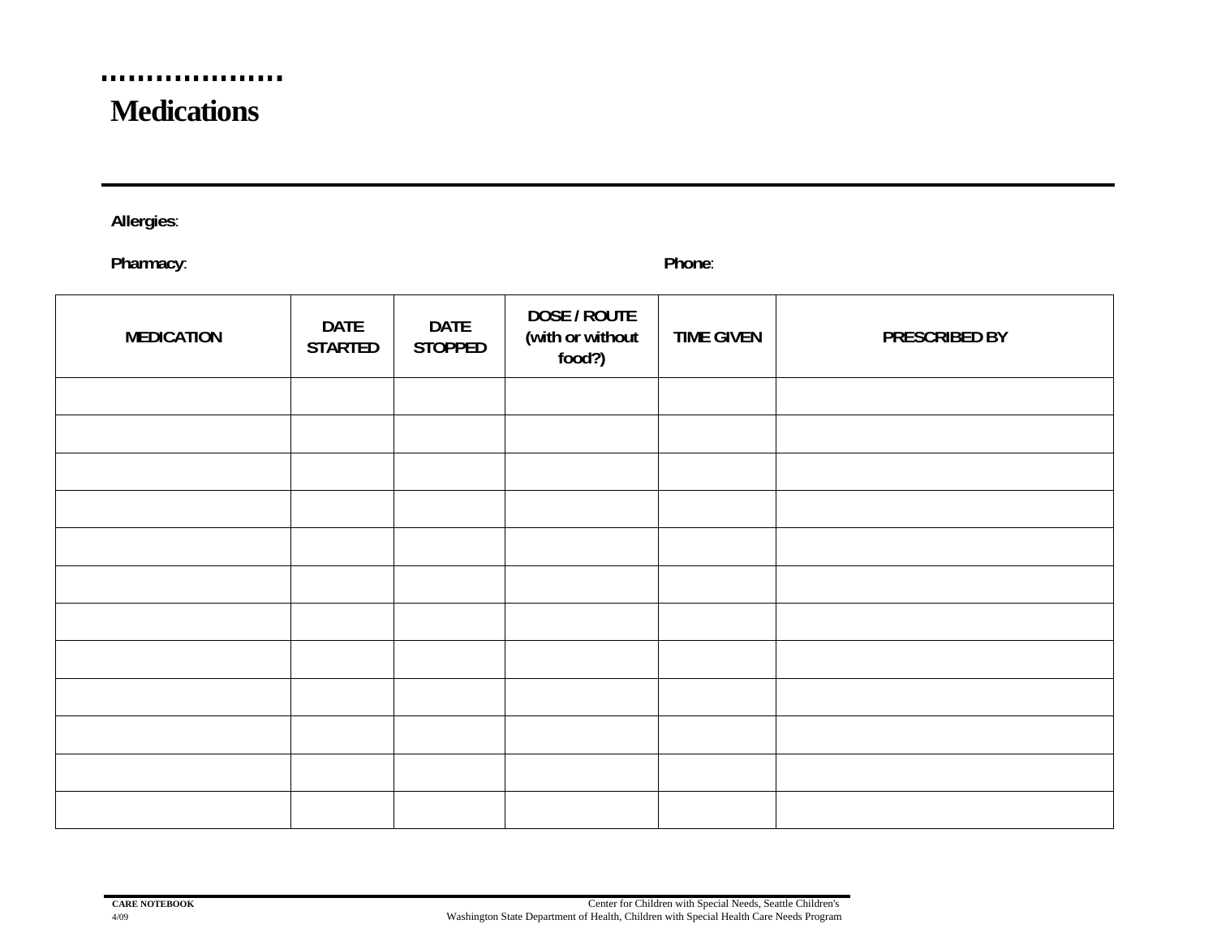# Medications

**Allergies**:

**Pharmacy**: **Phone**:

| MEDICATION | DATE STARTED | DATE STOPPED | DOSE / ROUTE (with or without food?) | TIME GIVEN | PRESCRIBED BY |
|---|---|---|---|---|---|
| | | | | | |
| | | | | | |
| | | | | | |
| | | | | | |
| | | | | | |
| | | | | | |
| | | | | | |
| | | | | | |
| | | | | | |
| | | | | | |
| | | | | | |
| | | | | | |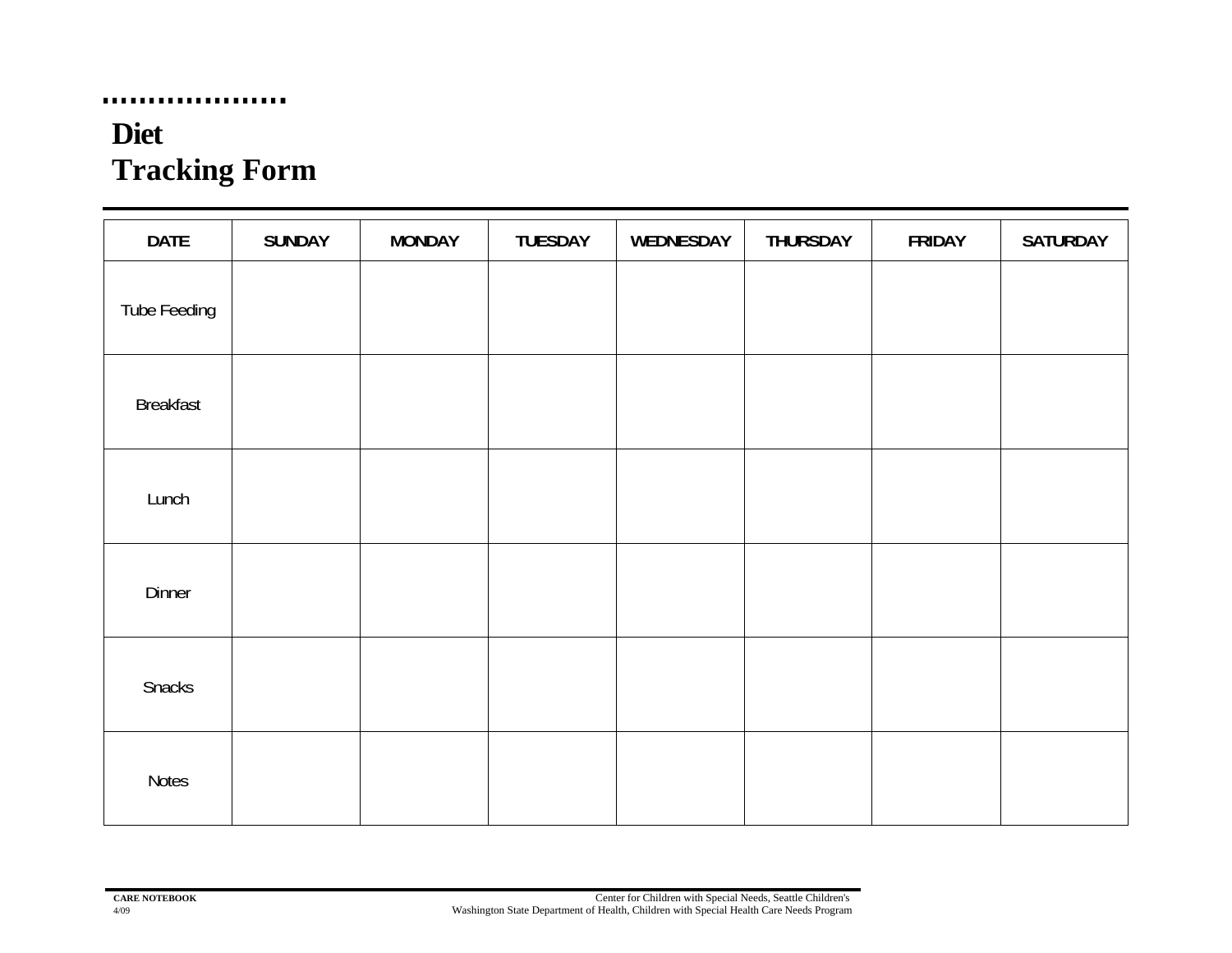# Diet Tracking Form

| DATE | SUNDAY | MONDAY | TUESDAY | WEDNESDAY | THURSDAY | FRIDAY | SATURDAY |
|---|---|---|---|---|---|---|---|
| Tube Feeding | | | | | | | |
| Breakfast | | | | | | | |
| Lunch | | | | | | | |
| Dinner | | | | | | | |
| Snacks | | | | | | | |
| Notes | | | | | | | |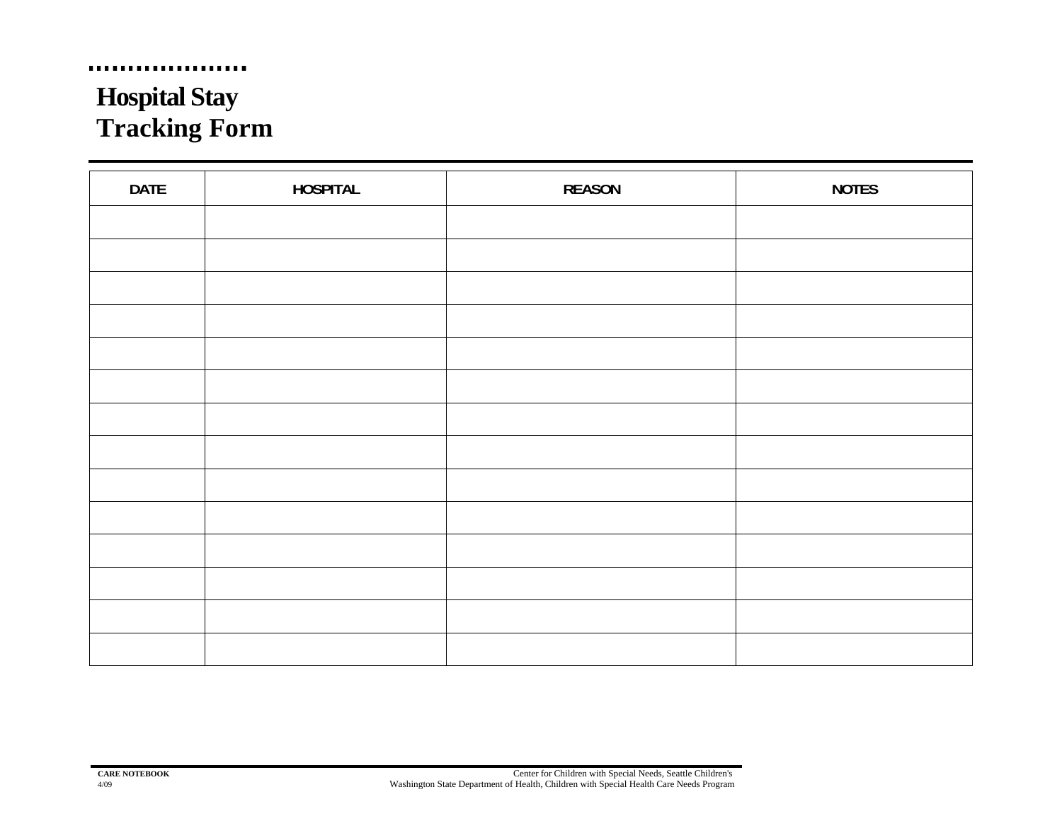# Hospital Stay Tracking Form

| DATE | HOSPITAL | REASON | NOTES |
|---|---|---|---|
| | | | |
| | | | |
| | | | |
| | | | |
| | | | |
| | | | |
| | | | |
| | | | |
| | | | |
| | | | |
| | | | |
| | | | |
| | | | |
| | | | |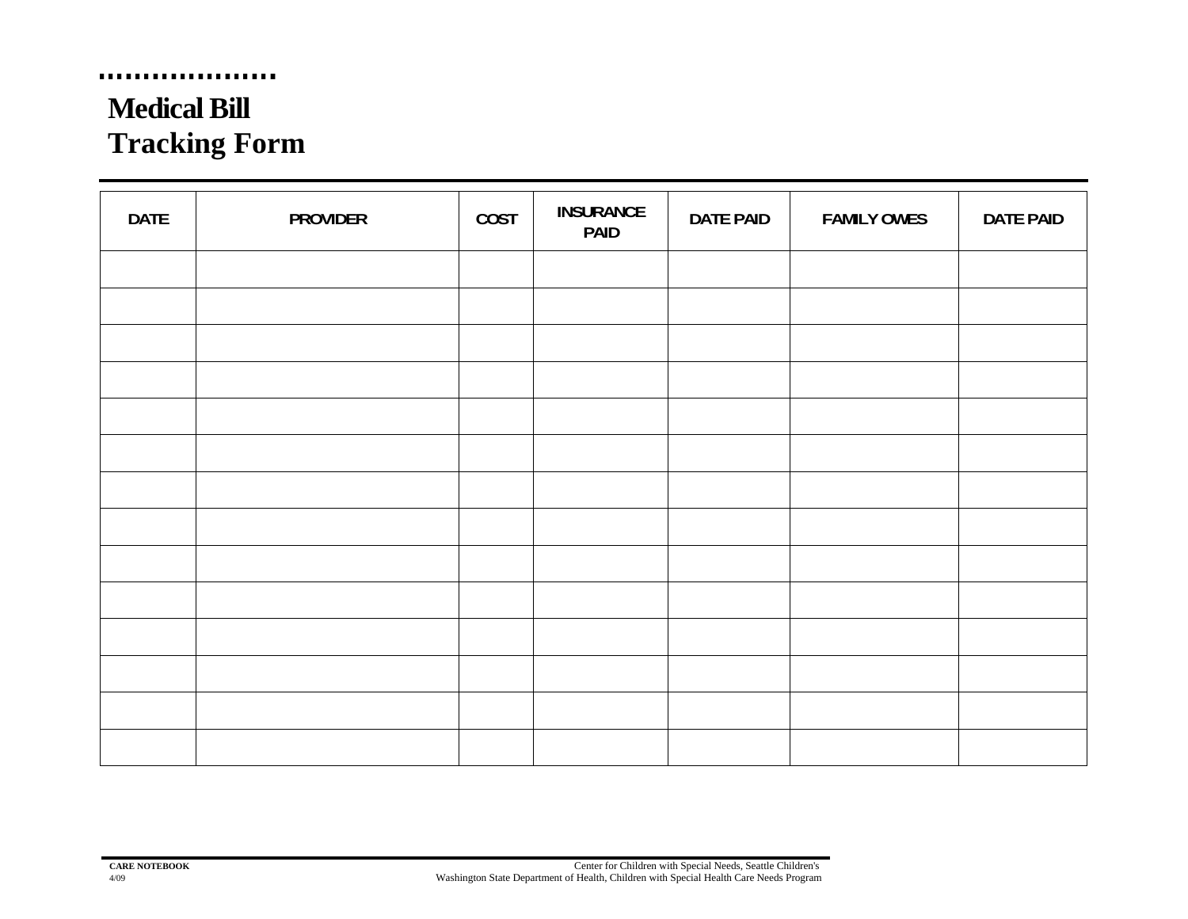# Medical Bill Tracking Form

| DATE | PROVIDER | COST | INSURANCE PAID | DATE PAID | FAMILY OWES | DATE PAID |
|---|---|---|---|---|---|---|
| | | | | | | |
| | | | | | | |
| | | | | | | |
| | | | | | | |
| | | | | | | |
| | | | | | | |
| | | | | | | |
| | | | | | | |
| | | | | | | |
| | | | | | | |
| | | | | | | |
| | | | | | | |
| | | | | | | |
| | | | | | | |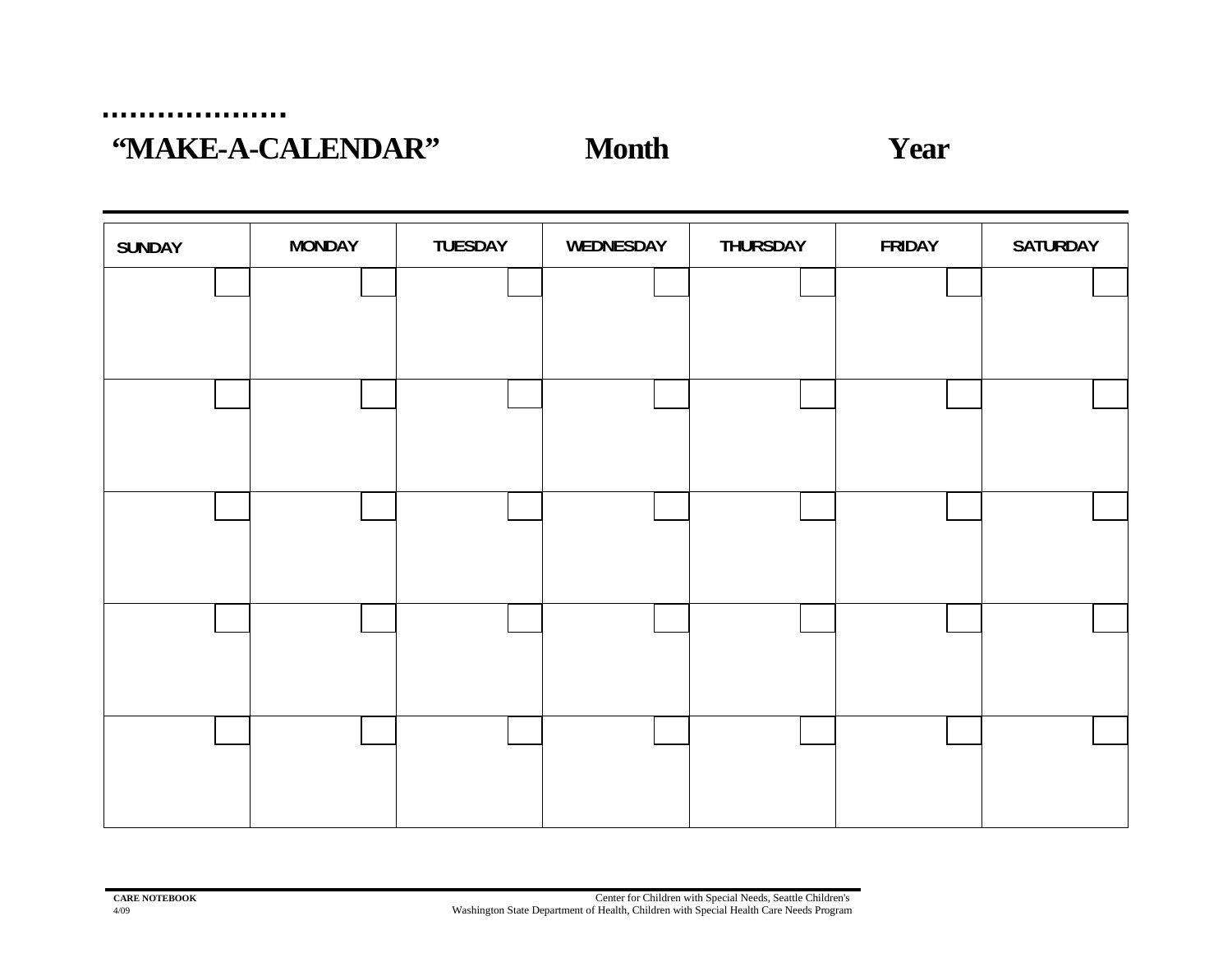# "MAKE-A-CALENDAR" Month Year

| SUNDAY | MONDAY | TUESDAY | WEDNESDAY | THURSDAY | FRIDAY | SATURDAY |
|---|---|---|---|---|---|---|
| | | | | | | |
| | | | | | | |
| | | | | | | |
| | | | | | | |
| | | | | | | |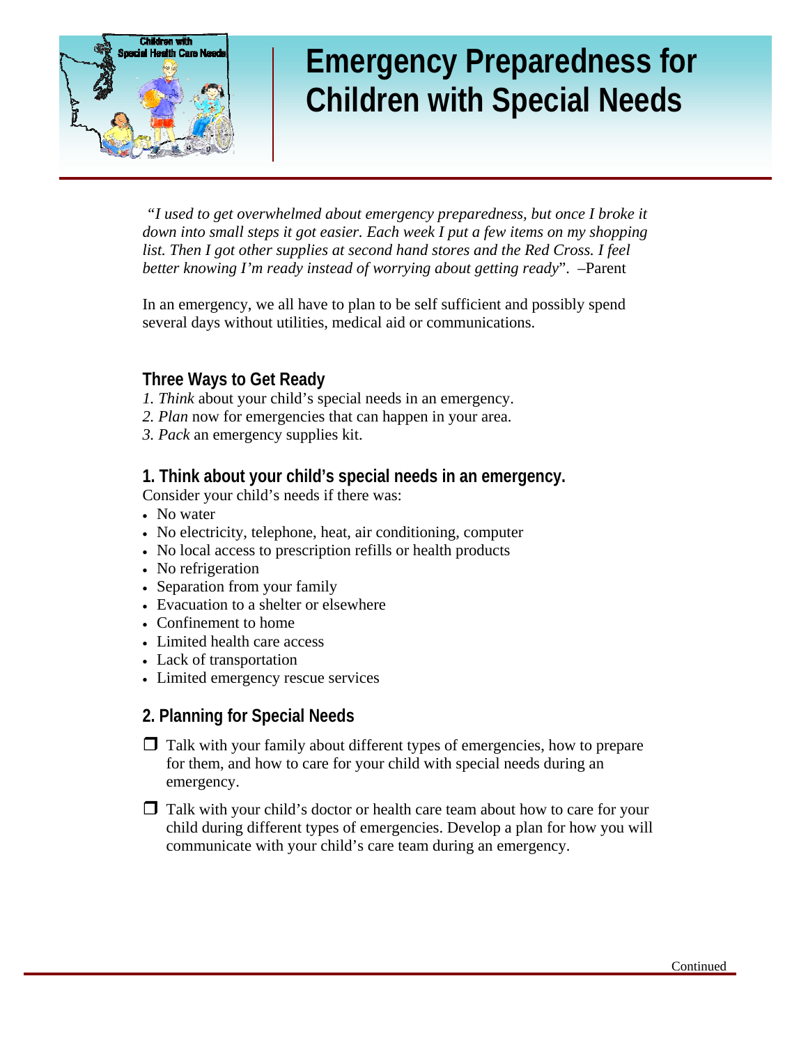# Emergency Preparedness for Children with Special Needs

*"I used to get overwhelmed about emergency preparedness, but once I broke it down into small steps it got easier. Each week I put a few items on my shopping list. Then I got other supplies at second hand stores and the Red Cross. I feel better knowing I'm ready instead of worrying about getting ready*". –Parent

In an emergency, we all have to plan to be self sufficient and possibly spend several days without utilities, medical aid or communications.

## Three Ways to Get Ready

1. *Think* about your child's special needs in an emergency.
2. *Plan* now for emergencies that can happen in your area.
3. *Pack* an emergency supplies kit.

## 1. Think about your child's special needs in an emergency.

Consider your child's needs if there was:

- No water
- No electricity, telephone, heat, air conditioning, computer
- No local access to prescription refills or health products
- No refrigeration
- Separation from your family
- Evacuation to a shelter or elsewhere
- Confinement to home
- Limited health care access
- Lack of transportation
- Limited emergency rescue services

## 2. Planning for Special Needs

- ❒ Talk with your family about different types of emergencies, how to prepare for them, and how to care for your child with special needs during an emergency.
- ❒ Talk with your child's doctor or health care team about how to care for your child during different types of emergencies. Develop a plan for how you will communicate with your child's care team during an emergency.

Continued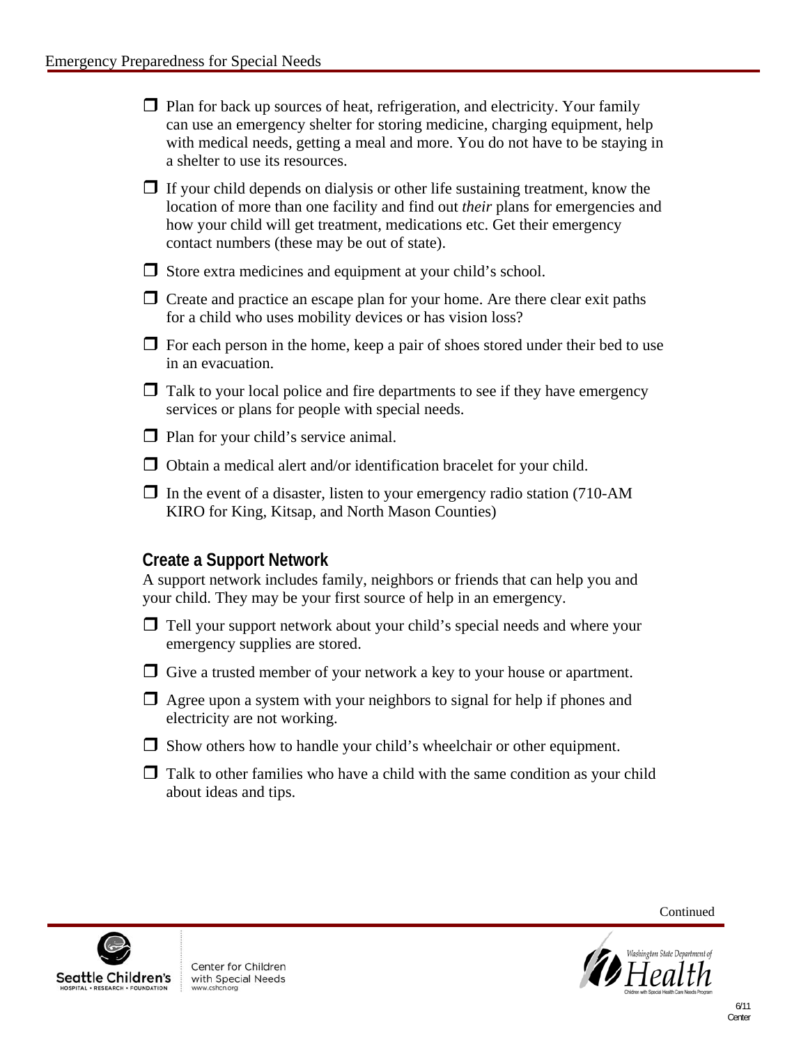- ☐ Plan for back up sources of heat, refrigeration, and electricity. Your family can use an emergency shelter for storing medicine, charging equipment, help with medical needs, getting a meal and more. You do not have to be staying in a shelter to use its resources.
- ☐ If your child depends on dialysis or other life sustaining treatment, know the location of more than one facility and find out *their* plans for emergencies and how your child will get treatment, medications etc. Get their emergency contact numbers (these may be out of state).
- ☐ Store extra medicines and equipment at your child's school.
- ☐ Create and practice an escape plan for your home. Are there clear exit paths for a child who uses mobility devices or has vision loss?
- ☐ For each person in the home, keep a pair of shoes stored under their bed to use in an evacuation.
- ☐ Talk to your local police and fire departments to see if they have emergency services or plans for people with special needs.
- ☐ Plan for your child's service animal.
- ☐ Obtain a medical alert and/or identification bracelet for your child.
- ☐ In the event of a disaster, listen to your emergency radio station (710-AM KIRO for King, Kitsap, and North Mason Counties)

## Create a Support Network

A support network includes family, neighbors or friends that can help you and your child. They may be your first source of help in an emergency.

- ☐ Tell your support network about your child's special needs and where your emergency supplies are stored.
- ☐ Give a trusted member of your network a key to your house or apartment.
- ☐ Agree upon a system with your neighbors to signal for help if phones and electricity are not working.
- ☐ Show others how to handle your child's wheelchair or other equipment.
- ☐ Talk to other families who have a child with the same condition as your child about ideas and tips.

Continued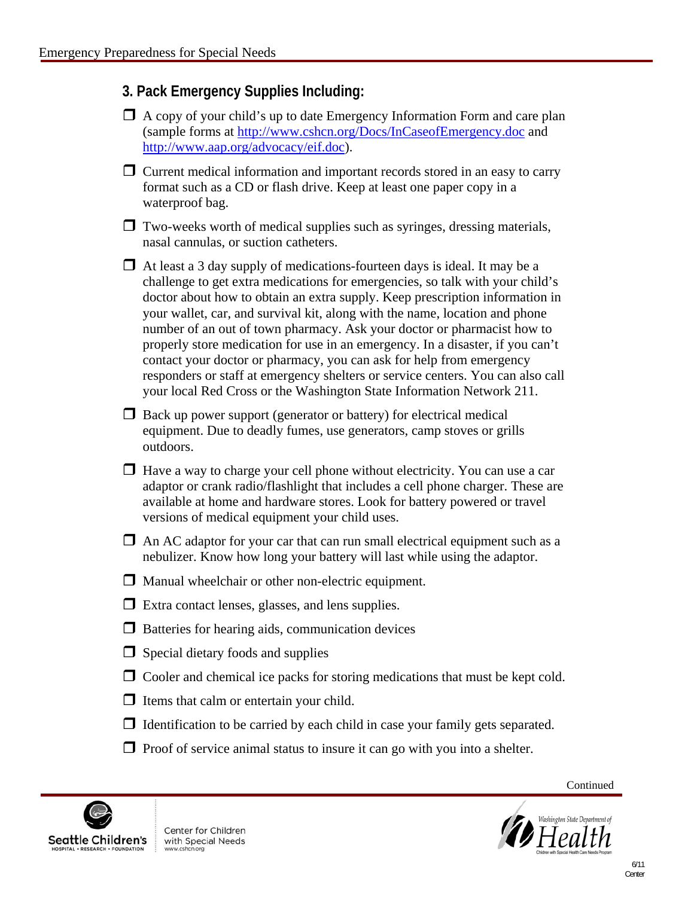### 3. Pack Emergency Supplies Including:

- ☐ A copy of your child's up to date Emergency Information Form and care plan (sample forms at [http://www.cshcn.org/Docs/InCaseofEmergency.doc](http://www.cshcn.org/Docs/InCaseofEmergency.doc) and [http://www.aap.org/advocacy/eif.doc](http://www.aap.org/advocacy/eif.doc)).
- ☐ Current medical information and important records stored in an easy to carry format such as a CD or flash drive. Keep at least one paper copy in a waterproof bag.
- ☐ Two-weeks worth of medical supplies such as syringes, dressing materials, nasal cannulas, or suction catheters.
- ☐ At least a 3 day supply of medications-fourteen days is ideal. It may be a challenge to get extra medications for emergencies, so talk with your child's doctor about how to obtain an extra supply. Keep prescription information in your wallet, car, and survival kit, along with the name, location and phone number of an out of town pharmacy. Ask your doctor or pharmacist how to properly store medication for use in an emergency. In a disaster, if you can't contact your doctor or pharmacy, you can ask for help from emergency responders or staff at emergency shelters or service centers. You can also call your local Red Cross or the Washington State Information Network 211.
- ☐ Back up power support (generator or battery) for electrical medical equipment. Due to deadly fumes, use generators, camp stoves or grills outdoors.
- ☐ Have a way to charge your cell phone without electricity. You can use a car adaptor or crank radio/flashlight that includes a cell phone charger. These are available at home and hardware stores. Look for battery powered or travel versions of medical equipment your child uses.
- ☐ An AC adaptor for your car that can run small electrical equipment such as a nebulizer. Know how long your battery will last while using the adaptor.
- ☐ Manual wheelchair or other non-electric equipment.
- ☐ Extra contact lenses, glasses, and lens supplies.
- ☐ Batteries for hearing aids, communication devices
- ☐ Special dietary foods and supplies
- ☐ Cooler and chemical ice packs for storing medications that must be kept cold.
- ☐ Items that calm or entertain your child.
- ☐ Identification to be carried by each child in case your family gets separated.
- ☐ Proof of service animal status to insure it can go with you into a shelter.

Continued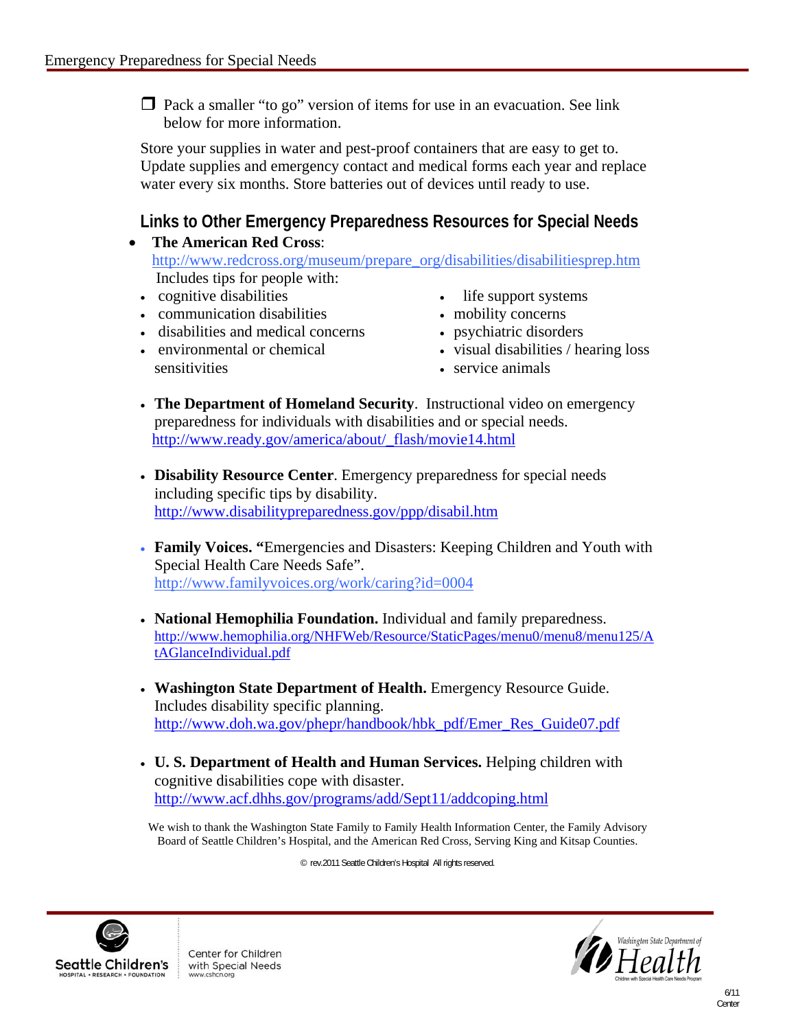- ☐ Pack a smaller "to go" version of items for use in an evacuation. See link below for more information.

Store your supplies in water and pest-proof containers that are easy to get to. Update supplies and emergency contact and medical forms each year and replace water every six months. Store batteries out of devices until ready to use.

## Links to Other Emergency Preparedness Resources for Special Needs

- **The American Red Cross**: http://www.redcross.org/museum/prepare_org/disabilities/disabilitiesprep.htm
  Includes tips for people with:
  - cognitive disabilities
  - communication disabilities
  - disabilities and medical concerns
  - environmental or chemical sensitivities
  - life support systems
  - mobility concerns
  - psychiatric disorders
  - visual disabilities / hearing loss
  - service animals

- **The Department of Homeland Security**. Instructional video on emergency preparedness for individuals with disabilities and or special needs. http://www.ready.gov/america/about/_flash/movie14.html

- **Disability Resource Center**. Emergency preparedness for special needs including specific tips by disability. http://www.disabilitypreparedness.gov/ppp/disabil.htm

- **Family Voices. "**Emergencies and Disasters: Keeping Children and Youth with Special Health Care Needs Safe". http://www.familyvoices.org/work/caring?id=0004

- **National Hemophilia Foundation.** Individual and family preparedness. http://www.hemophilia.org/NHFWeb/Resource/StaticPages/menu0/menu8/menu125/AtAGlanceIndividual.pdf

- **Washington State Department of Health.** Emergency Resource Guide. Includes disability specific planning. http://www.doh.wa.gov/phepr/handbook/hbk_pdf/Emer_Res_Guide07.pdf

- **U. S. Department of Health and Human Services.** Helping children with cognitive disabilities cope with disaster. http://www.acf.dhhs.gov/programs/add/Sept11/addcoping.html

We wish to thank the Washington State Family to Family Health Information Center, the Family Advisory Board of Seattle Children's Hospital, and the American Red Cross, Serving King and Kitsap Counties.

© rev.2011 Seattle Children's Hospital All rights reserved.

Seattle Children's HOSPITAL • RESEARCH • FOUNDATION | Center for Children with Special Needs www.cshcn.org

Washington State Department of Health — Children with Special Health Care Needs Program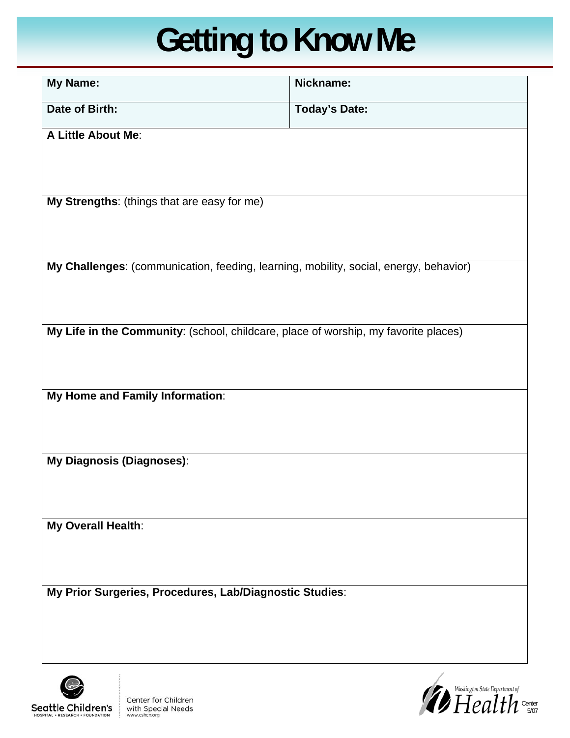# Getting to Know Me

| **My Name:** | **Nickname:** |
|---|---|
| **Date of Birth:** | **Today's Date:** |

**A Little About Me**:

**My Strengths**: (things that are easy for me)

**My Challenges**: (communication, feeding, learning, mobility, social, energy, behavior)

**My Life in the Community**: (school, childcare, place of worship, my favorite places)

**My Home and Family Information**:

**My Diagnosis (Diagnoses)**:

**My Overall Health**:

**My Prior Surgeries, Procedures, Lab/Diagnostic Studies**:

Seattle Children's HOSPITAL • RESEARCH • FOUNDATION

Center for Children with Special Needs
www.cshcn.org

Washington State Department of Health

Center 5/07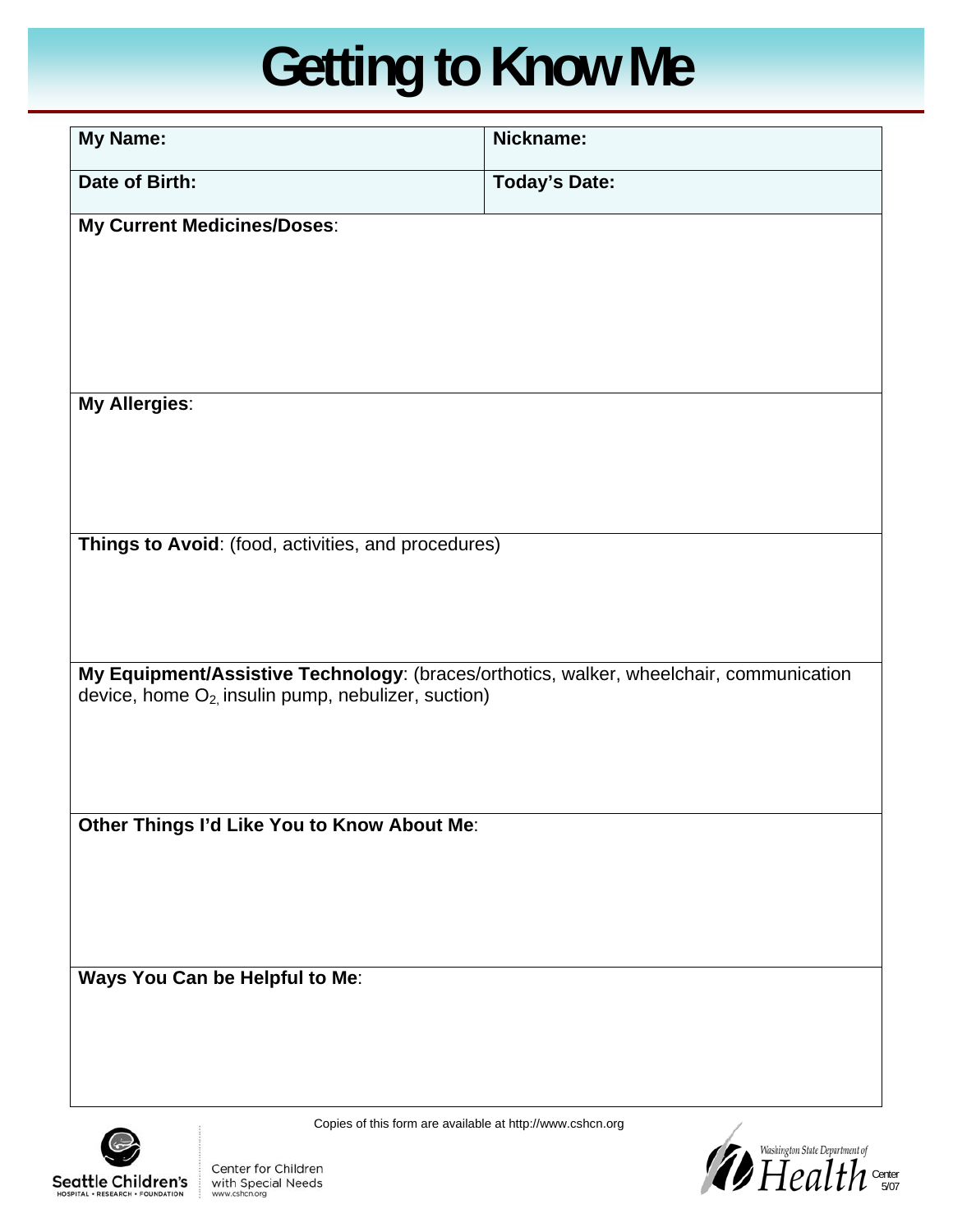# Getting to Know Me

| My Name: | Nickname: |
|---|---|
| **Date of Birth:** | **Today's Date:** |

**My Current Medicines/Doses**:

**My Allergies**:

**Things to Avoid**: (food, activities, and procedures)

**My Equipment/Assistive Technology**: (braces/orthotics, walker, wheelchair, communication device, home $O_2$, insulin pump, nebulizer, suction)

**Other Things I'd Like You to Know About Me**:

**Ways You Can be Helpful to Me**:

Copies of this form are available at http://www.cshcn.org

Seattle Children's HOSPITAL • RESEARCH • FOUNDATION

Center for Children with Special Needs www.cshcn.org

Washington State Department of Health

Center 5/07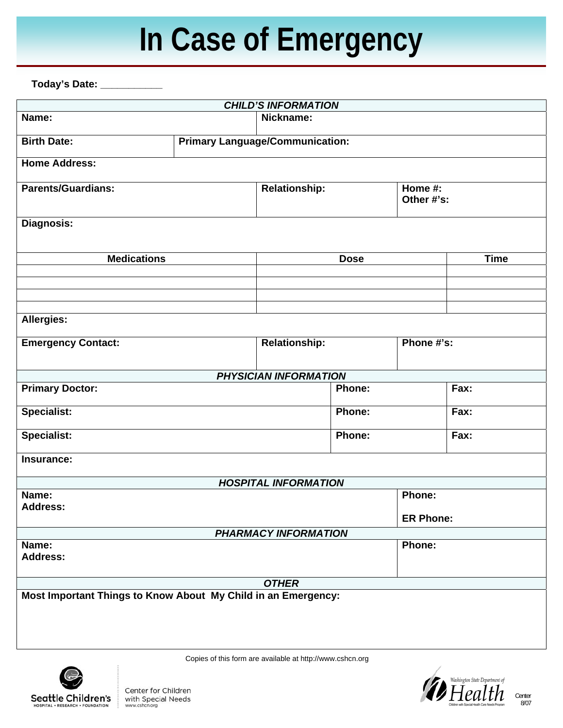# In Case of Emergency

**Today's Date:** ___________

| ***CHILD'S INFORMATION*** | | | |
|---|---|---|---|
| **Name:** | | **Nickname:** | |
| **Birth Date:** | **Primary Language/Communication:** | | |
| **Home Address:** | | | |
| **Parents/Guardians:** | **Relationship:** | **Home #:** <br> **Other #'s:** | |
| **Diagnosis:** | | | |

| **Medications** | **Dose** | **Time** |
|---|---|---|
| | | |
| | | |
| | | |
| | | |

| | | |
|---|---|---|
| **Allergies:** | | |
| **Emergency Contact:** | **Relationship:** | **Phone #'s:** |

| ***PHYSICIAN INFORMATION*** | | |
|---|---|---|
| **Primary Doctor:** | **Phone:** | **Fax:** |
| **Specialist:** | **Phone:** | **Fax:** |
| **Specialist:** | **Phone:** | **Fax:** |
| **Insurance:** | | |

| ***HOSPITAL INFORMATION*** | |
|---|---|
| **Name:** <br> **Address:** | **Phone:** <br> **ER Phone:** |

| ***PHARMACY INFORMATION*** | |
|---|---|
| **Name:** <br> **Address:** | **Phone:** |

| ***OTHER*** |
|---|
| **Most Important Things to Know About My Child in an Emergency:** |

Copies of this form are available at http://www.cshcn.org

Seattle Children's HOSPITAL • RESEARCH • FOUNDATION

Center for Children with Special Needs www.cshcn.org

Washington State Department of Health — Children with Special Health Care Needs Program

Center 8/07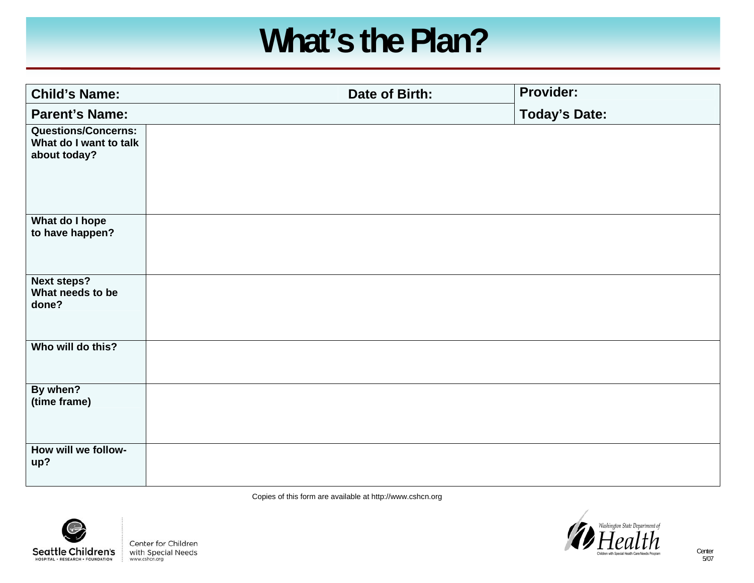# What's the Plan?

| | | |
|---|---|---|
| **Child's Name:** | **Date of Birth:** | **Provider:** |
| **Parent's Name:** | | **Today's Date:** |
| **Questions/Concerns: What do I want to talk about today?** | | |
| **What do I hope to have happen?** | | |
| **Next steps? What needs to be done?** | | |
| **Who will do this?** | | |
| **By when? (time frame)** | | |
| **How will we follow-up?** | | |

Copies of this form are available at http://www.cshcn.org

Seattle Children's HOSPITAL • RESEARCH • FOUNDATION

Center for Children with Special Needs
www.cshcn.org

Washington State Department of Health
Children with Special Health Care Needs Program

Center
5/07